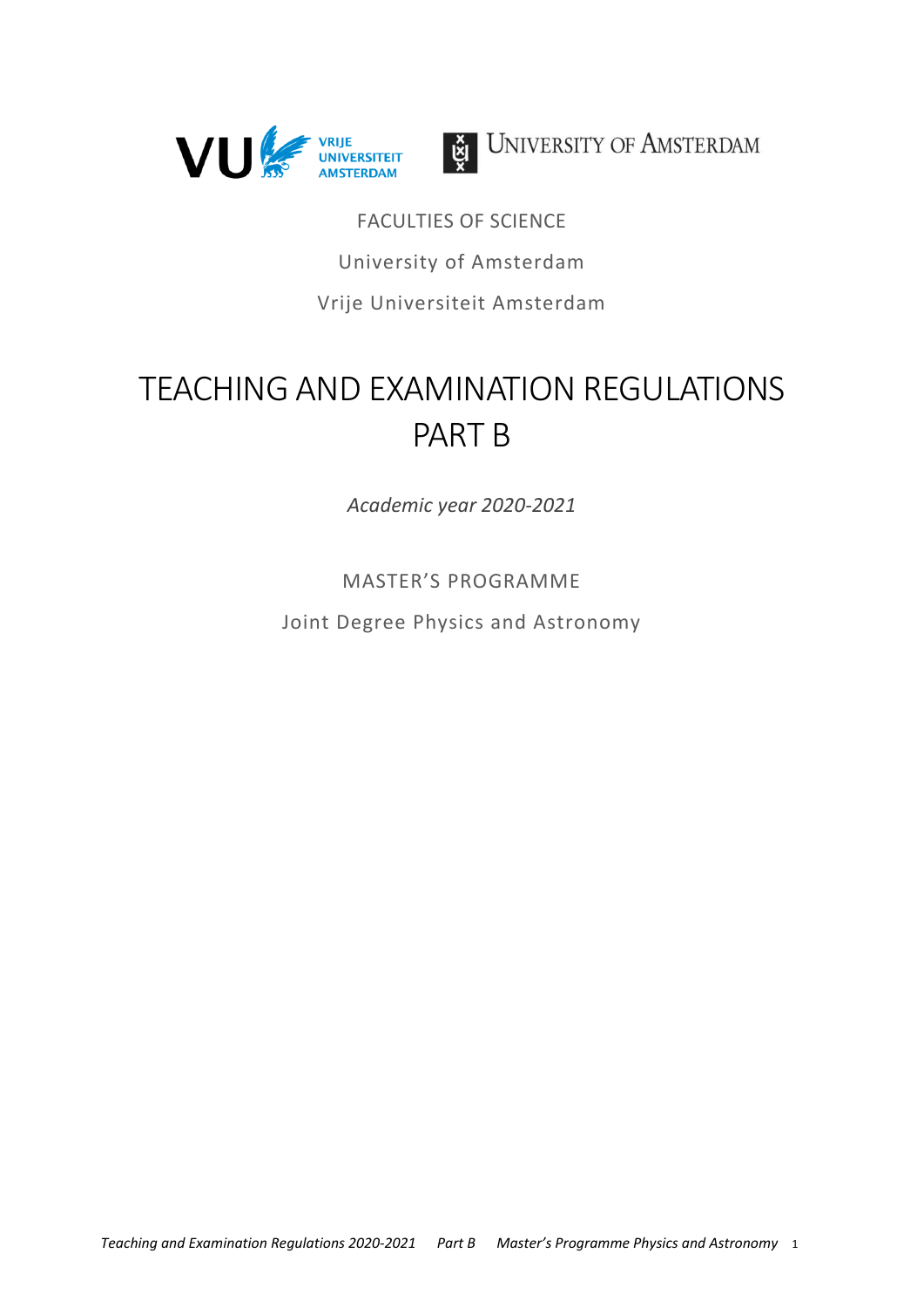FACULTIES OF SCIENCE

University of Amsterdam

Vrije Universiteit Amsterdam

# TEACHING AND EXAMINATION REGULATIONS PART B

*Academic year 2020-2021*

MASTER'S PROGRAMME

Joint Degree Physics and Astronomy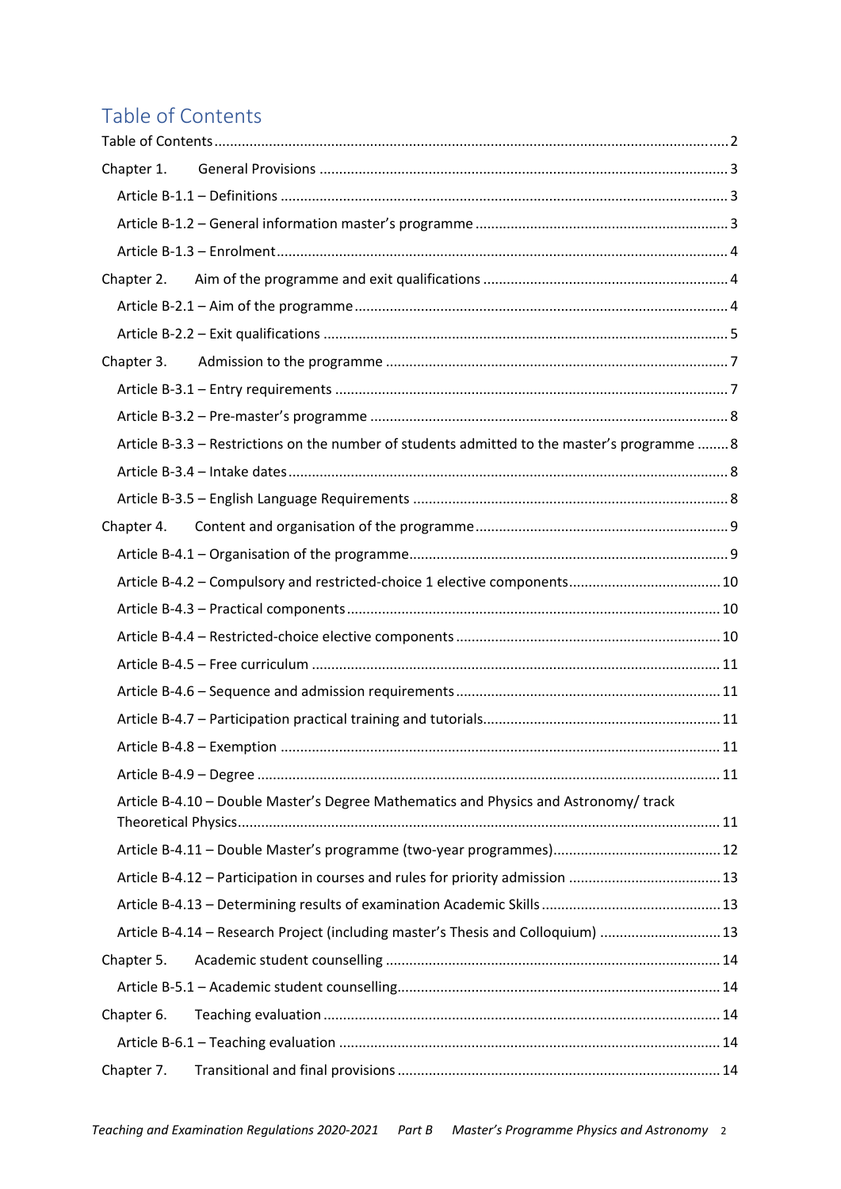# Table of Contents

Table of Contents ........................................................................................................................ 2

Chapter 1. General Provisions ........................................................................................ 3

- Article B-1.1 – Definitions ........................................................................................ 3
- Article B-1.2 – General information master's programme ........................................ 3
- Article B-1.3 – Enrolment ........................................................................................ 4

Chapter 2. Aim of the programme and exit qualifications ................................................ 4

- Article B-2.1 – Aim of the programme ...................................................................... 4
- Article B-2.2 – Exit qualifications ............................................................................. 5

Chapter 3. Admission to the programme ........................................................................ 7

- Article B-3.1 – Entry requirements ........................................................................... 7
- Article B-3.2 – Pre-master's programme .................................................................. 8
- Article B-3.3 – Restrictions on the number of students admitted to the master's programme ........ 8
- Article B-3.4 – Intake dates ...................................................................................... 8
- Article B-3.5 – English Language Requirements ....................................................... 8

Chapter 4. Content and organisation of the programme .................................................. 9

- Article B-4.1 – Organisation of the programme ......................................................... 9
- Article B-4.2 – Compulsory and restricted-choice 1 elective components ................ 10
- Article B-4.3 – Practical components ..................................................................... 10
- Article B-4.4 – Restricted-choice elective components .......................................... 10
- Article B-4.5 – Free curriculum .............................................................................. 11
- Article B-4.6 – Sequence and admission requirements ........................................... 11
- Article B-4.7 – Participation practical training and tutorials .................................... 11
- Article B-4.8 – Exemption ...................................................................................... 11
- Article B-4.9 – Degree ........................................................................................... 11
- Article B-4.10 – Double Master's Degree Mathematics and Physics and Astronomy/ track Theoretical Physics ........................................................................................................ 11
- Article B-4.11 – Double Master's programme (two-year programmes) ...................... 12
- Article B-4.12 – Participation in courses and rules for priority admission ................. 13
- Article B-4.13 – Determining results of examination Academic Skills ...................... 13
- Article B-4.14 – Research Project (including master's Thesis and Colloquium) ........ 13

Chapter 5. Academic student counselling ..................................................................... 14

- Article B-5.1 – Academic student counselling ......................................................... 14

Chapter 6. Teaching evaluation .................................................................................... 14

- Article B-6.1 – Teaching evaluation ........................................................................ 14

Chapter 7. Transitional and final provisions .................................................................. 14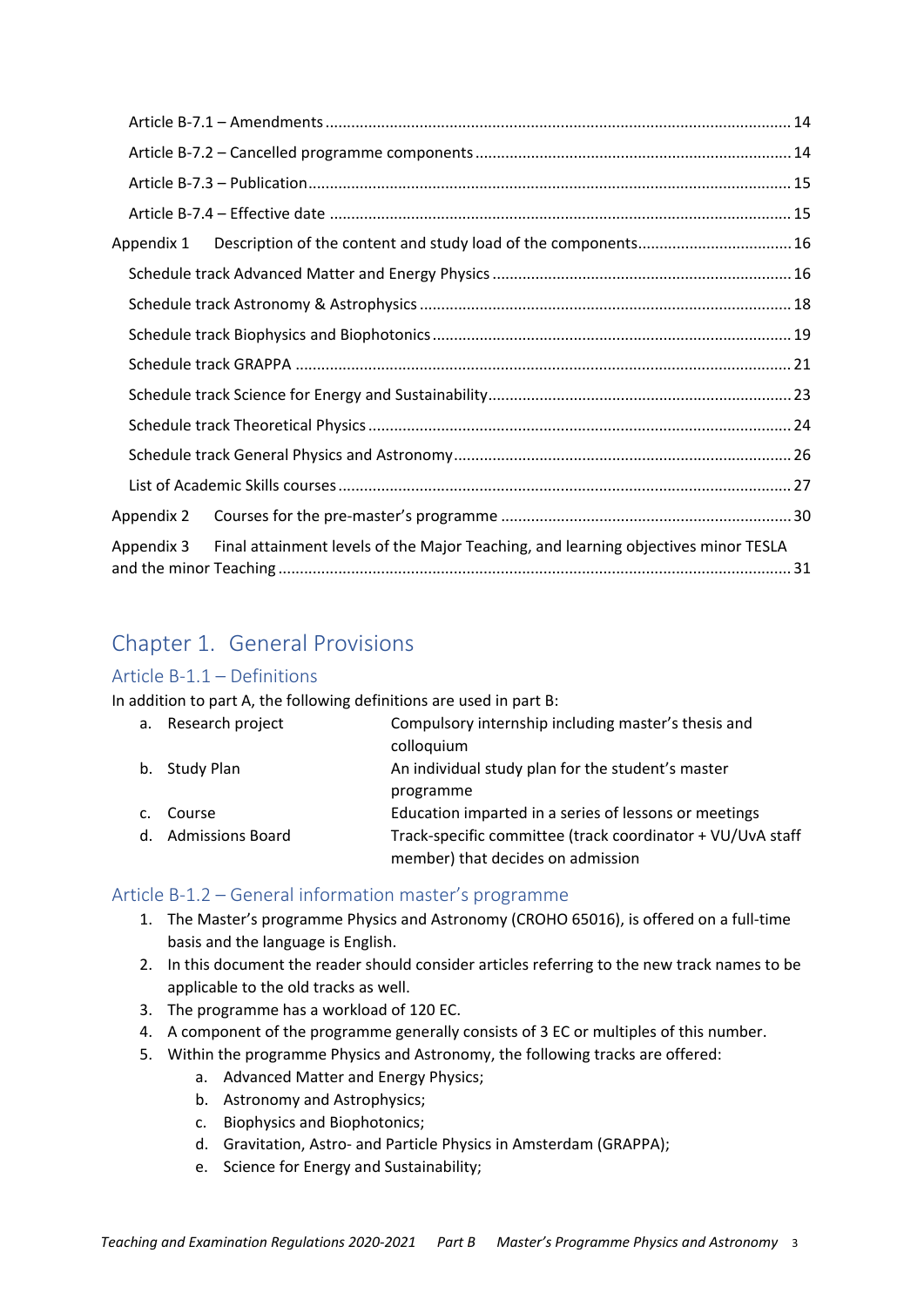Article B-7.1 – Amendments ........................................................................................................ 14

Article B-7.2 – Cancelled programme components ..................................................................... 14

Article B-7.3 – Publication ............................................................................................................ 15

Article B-7.4 – Effective date ....................................................................................................... 15

Appendix 1 Description of the content and study load of the components.................................... 16

Schedule track Advanced Matter and Energy Physics ................................................................... 16

Schedule track Astronomy & Astrophysics ................................................................................... 18

Schedule track Biophysics and Biophotonics ................................................................................ 19

Schedule track GRAPPA ................................................................................................................ 21

Schedule track Science for Energy and Sustainability ................................................................... 23

Schedule track Theoretical Physics ............................................................................................... 24

Schedule track General Physics and Astronomy ........................................................................... 26

List of Academic Skills courses ...................................................................................................... 27

Appendix 2 Courses for the pre-master's programme ................................................................... 30

Appendix 3 Final attainment levels of the Major Teaching, and learning objectives minor TESLA and the minor Teaching ................................................................................................................ 31

# Chapter 1. General Provisions

## Article B-1.1 – Definitions

In addition to part A, the following definitions are used in part B:

| | | |
|---|---|---|
| a. | Research project | Compulsory internship including master's thesis and colloquium |
| b. | Study Plan | An individual study plan for the student's master programme |
| c. | Course | Education imparted in a series of lessons or meetings |
| d. | Admissions Board | Track-specific committee (track coordinator + VU/UvA staff member) that decides on admission |

## Article B-1.2 – General information master's programme

1. The Master's programme Physics and Astronomy (CROHO 65016), is offered on a full-time basis and the language is English.
2. In this document the reader should consider articles referring to the new track names to be applicable to the old tracks as well.
3. The programme has a workload of 120 EC.
4. A component of the programme generally consists of 3 EC or multiples of this number.
5. Within the programme Physics and Astronomy, the following tracks are offered:
   a. Advanced Matter and Energy Physics;
   b. Astronomy and Astrophysics;
   c. Biophysics and Biophotonics;
   d. Gravitation, Astro- and Particle Physics in Amsterdam (GRAPPA);
   e. Science for Energy and Sustainability;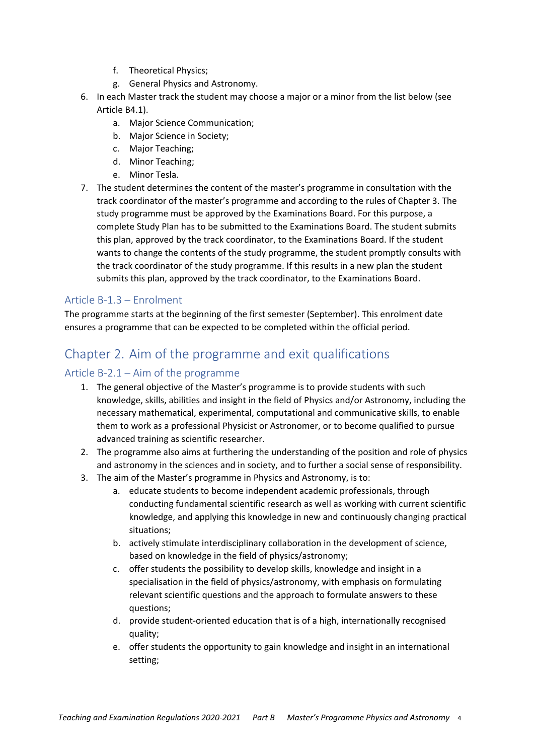f. Theoretical Physics;
   g. General Physics and Astronomy.
6. In each Master track the student may choose a major or a minor from the list below (see Article B4.1).
   a. Major Science Communication;
   b. Major Science in Society;
   c. Major Teaching;
   d. Minor Teaching;
   e. Minor Tesla.
7. The student determines the content of the master's programme in consultation with the track coordinator of the master's programme and according to the rules of Chapter 3. The study programme must be approved by the Examinations Board. For this purpose, a complete Study Plan has to be submitted to the Examinations Board. The student submits this plan, approved by the track coordinator, to the Examinations Board. If the student wants to change the contents of the study programme, the student promptly consults with the track coordinator of the study programme. If this results in a new plan the student submits this plan, approved by the track coordinator, to the Examinations Board.

### Article B-1.3 – Enrolment

The programme starts at the beginning of the first semester (September). This enrolment date ensures a programme that can be expected to be completed within the official period.

## Chapter 2. Aim of the programme and exit qualifications

### Article B-2.1 – Aim of the programme

1. The general objective of the Master's programme is to provide students with such knowledge, skills, abilities and insight in the field of Physics and/or Astronomy, including the necessary mathematical, experimental, computational and communicative skills, to enable them to work as a professional Physicist or Astronomer, or to become qualified to pursue advanced training as scientific researcher.
2. The programme also aims at furthering the understanding of the position and role of physics and astronomy in the sciences and in society, and to further a social sense of responsibility.
3. The aim of the Master's programme in Physics and Astronomy, is to:
   a. educate students to become independent academic professionals, through conducting fundamental scientific research as well as working with current scientific knowledge, and applying this knowledge in new and continuously changing practical situations;
   b. actively stimulate interdisciplinary collaboration in the development of science, based on knowledge in the field of physics/astronomy;
   c. offer students the possibility to develop skills, knowledge and insight in a specialisation in the field of physics/astronomy, with emphasis on formulating relevant scientific questions and the approach to formulate answers to these questions;
   d. provide student-oriented education that is of a high, internationally recognised quality;
   e. offer students the opportunity to gain knowledge and insight in an international setting;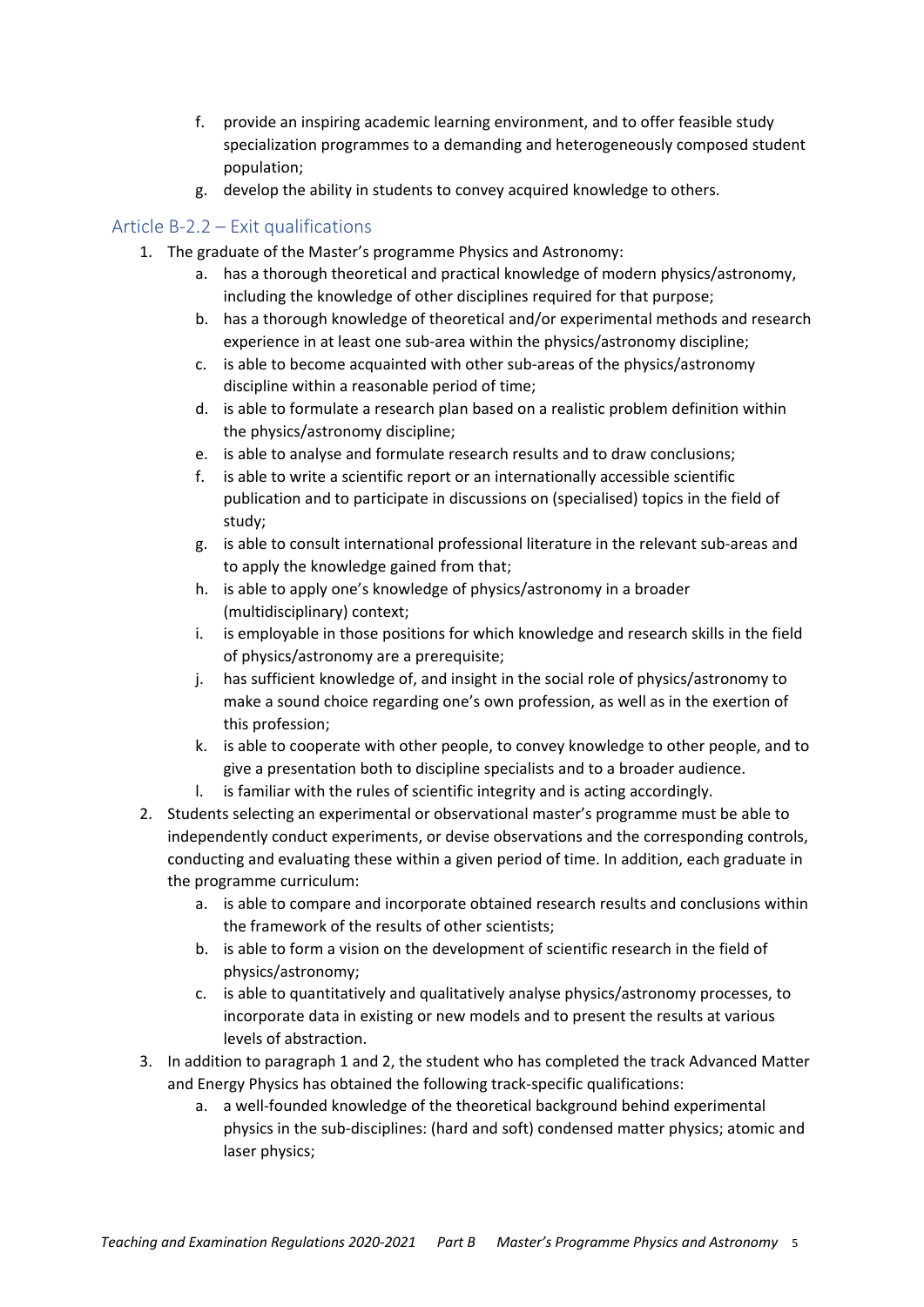f. provide an inspiring academic learning environment, and to offer feasible study specialization programmes to a demanding and heterogeneously composed student population;
g. develop the ability in students to convey acquired knowledge to others.

## Article B-2.2 – Exit qualifications

1. The graduate of the Master's programme Physics and Astronomy:
   a. has a thorough theoretical and practical knowledge of modern physics/astronomy, including the knowledge of other disciplines required for that purpose;
   b. has a thorough knowledge of theoretical and/or experimental methods and research experience in at least one sub-area within the physics/astronomy discipline;
   c. is able to become acquainted with other sub-areas of the physics/astronomy discipline within a reasonable period of time;
   d. is able to formulate a research plan based on a realistic problem definition within the physics/astronomy discipline;
   e. is able to analyse and formulate research results and to draw conclusions;
   f. is able to write a scientific report or an internationally accessible scientific publication and to participate in discussions on (specialised) topics in the field of study;
   g. is able to consult international professional literature in the relevant sub-areas and to apply the knowledge gained from that;
   h. is able to apply one's knowledge of physics/astronomy in a broader (multidisciplinary) context;
   i. is employable in those positions for which knowledge and research skills in the field of physics/astronomy are a prerequisite;
   j. has sufficient knowledge of, and insight in the social role of physics/astronomy to make a sound choice regarding one's own profession, as well as in the exertion of this profession;
   k. is able to cooperate with other people, to convey knowledge to other people, and to give a presentation both to discipline specialists and to a broader audience.
   l. is familiar with the rules of scientific integrity and is acting accordingly.
2. Students selecting an experimental or observational master's programme must be able to independently conduct experiments, or devise observations and the corresponding controls, conducting and evaluating these within a given period of time. In addition, each graduate in the programme curriculum:
   a. is able to compare and incorporate obtained research results and conclusions within the framework of the results of other scientists;
   b. is able to form a vision on the development of scientific research in the field of physics/astronomy;
   c. is able to quantitatively and qualitatively analyse physics/astronomy processes, to incorporate data in existing or new models and to present the results at various levels of abstraction.
3. In addition to paragraph 1 and 2, the student who has completed the track Advanced Matter and Energy Physics has obtained the following track-specific qualifications:
   a. a well-founded knowledge of the theoretical background behind experimental physics in the sub-disciplines: (hard and soft) condensed matter physics; atomic and laser physics;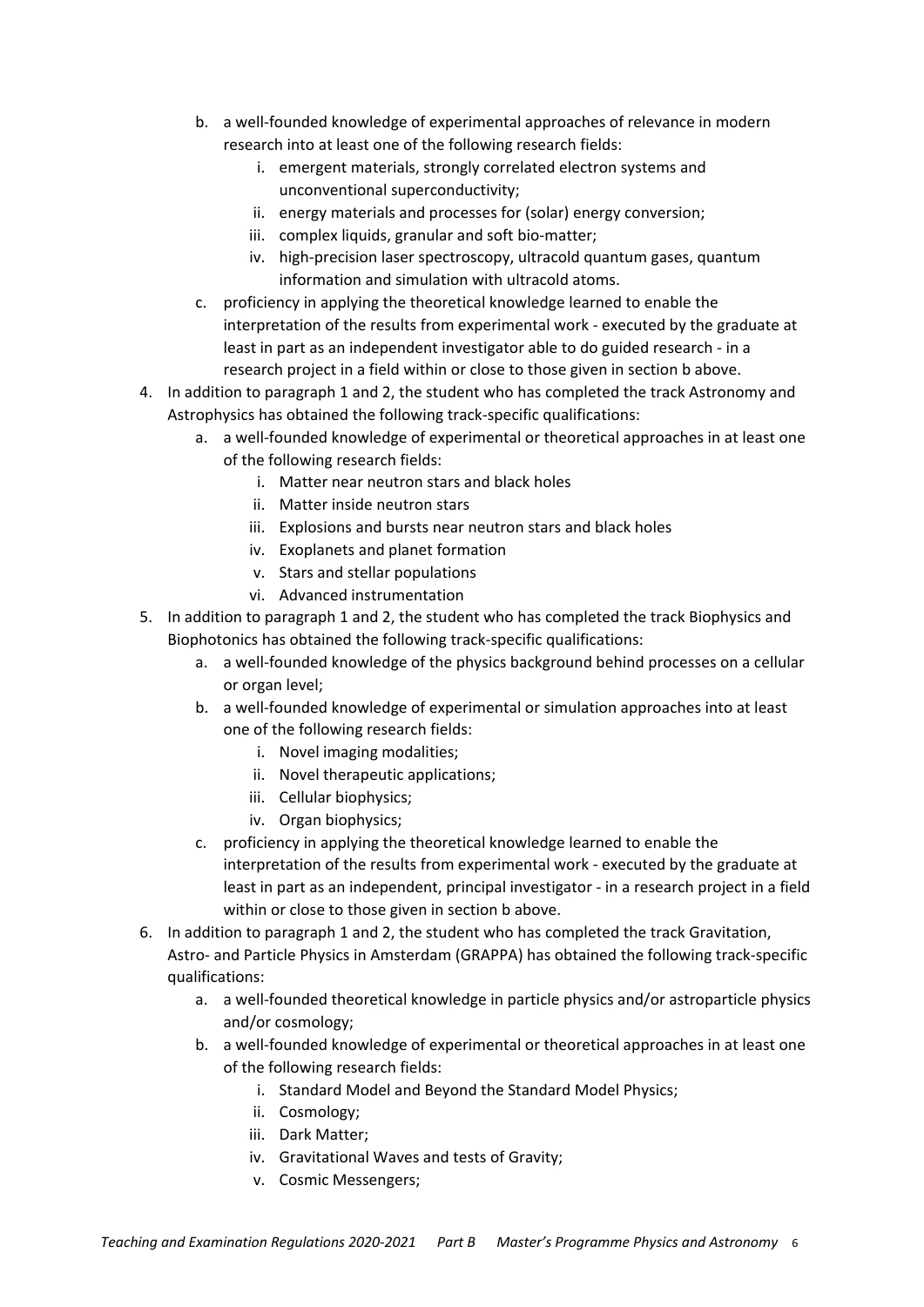b. a well-founded knowledge of experimental approaches of relevance in modern research into at least one of the following research fields:
      i. emergent materials, strongly correlated electron systems and unconventional superconductivity;
      ii. energy materials and processes for (solar) energy conversion;
      iii. complex liquids, granular and soft bio-matter;
      iv. high-precision laser spectroscopy, ultracold quantum gases, quantum information and simulation with ultracold atoms.
   c. proficiency in applying the theoretical knowledge learned to enable the interpretation of the results from experimental work - executed by the graduate at least in part as an independent investigator able to do guided research - in a research project in a field within or close to those given in section b above.

4. In addition to paragraph 1 and 2, the student who has completed the track Astronomy and Astrophysics has obtained the following track-specific qualifications:
   a. a well-founded knowledge of experimental or theoretical approaches in at least one of the following research fields:
      i. Matter near neutron stars and black holes
      ii. Matter inside neutron stars
      iii. Explosions and bursts near neutron stars and black holes
      iv. Exoplanets and planet formation
      v. Stars and stellar populations
      vi. Advanced instrumentation

5. In addition to paragraph 1 and 2, the student who has completed the track Biophysics and Biophotonics has obtained the following track-specific qualifications:
   a. a well-founded knowledge of the physics background behind processes on a cellular or organ level;
   b. a well-founded knowledge of experimental or simulation approaches into at least one of the following research fields:
      i. Novel imaging modalities;
      ii. Novel therapeutic applications;
      iii. Cellular biophysics;
      iv. Organ biophysics;
   c. proficiency in applying the theoretical knowledge learned to enable the interpretation of the results from experimental work - executed by the graduate at least in part as an independent, principal investigator - in a research project in a field within or close to those given in section b above.

6. In addition to paragraph 1 and 2, the student who has completed the track Gravitation, Astro- and Particle Physics in Amsterdam (GRAPPA) has obtained the following track-specific qualifications:
   a. a well-founded theoretical knowledge in particle physics and/or astroparticle physics and/or cosmology;
   b. a well-founded knowledge of experimental or theoretical approaches in at least one of the following research fields:
      i. Standard Model and Beyond the Standard Model Physics;
      ii. Cosmology;
      iii. Dark Matter;
      iv. Gravitational Waves and tests of Gravity;
      v. Cosmic Messengers;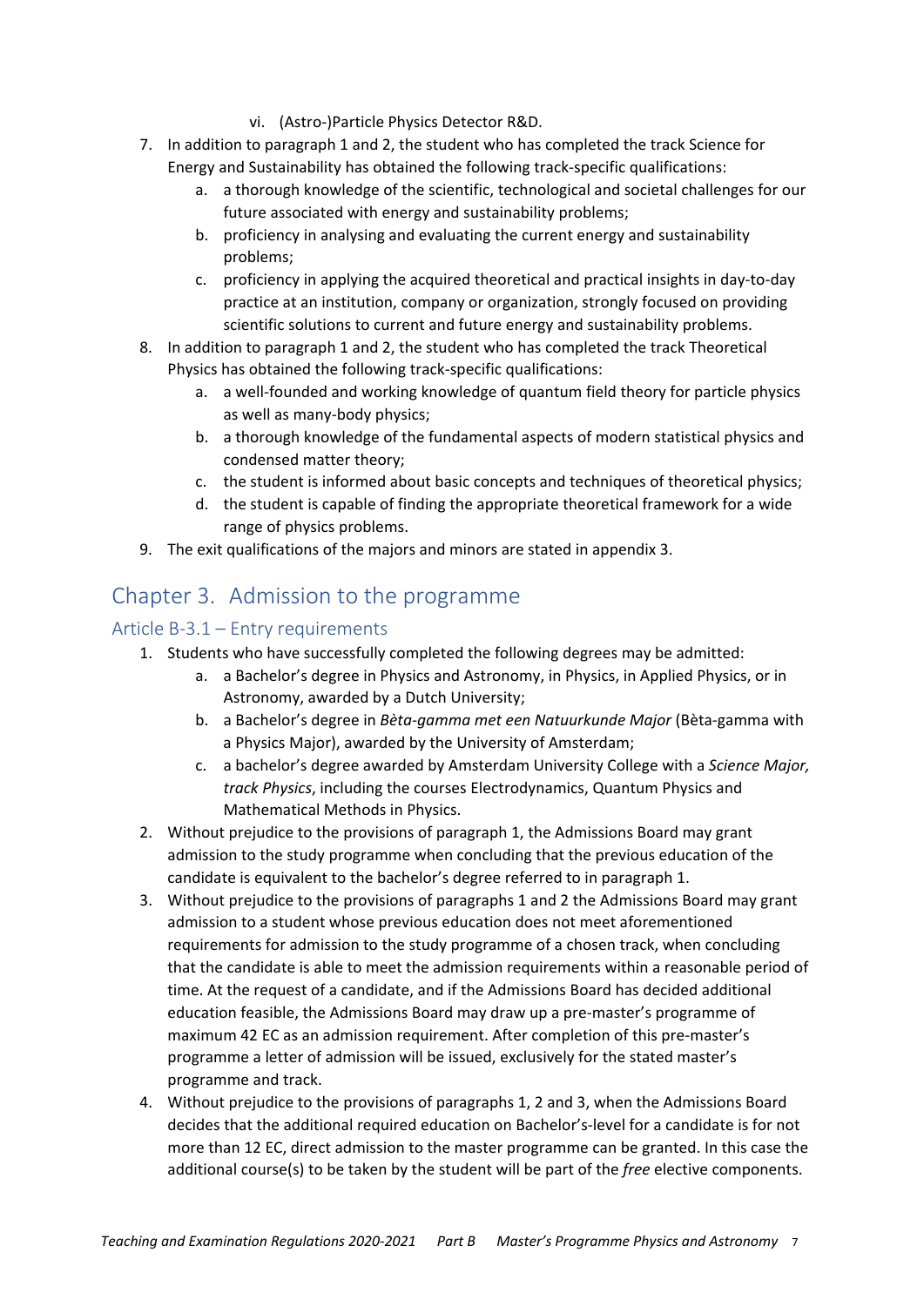vi. (Astro-)Particle Physics Detector R&D.

7. In addition to paragraph 1 and 2, the student who has completed the track Science for Energy and Sustainability has obtained the following track-specific qualifications:
   a. a thorough knowledge of the scientific, technological and societal challenges for our future associated with energy and sustainability problems;
   b. proficiency in analysing and evaluating the current energy and sustainability problems;
   c. proficiency in applying the acquired theoretical and practical insights in day-to-day practice at an institution, company or organization, strongly focused on providing scientific solutions to current and future energy and sustainability problems.
8. In addition to paragraph 1 and 2, the student who has completed the track Theoretical Physics has obtained the following track-specific qualifications:
   a. a well-founded and working knowledge of quantum field theory for particle physics as well as many-body physics;
   b. a thorough knowledge of the fundamental aspects of modern statistical physics and condensed matter theory;
   c. the student is informed about basic concepts and techniques of theoretical physics;
   d. the student is capable of finding the appropriate theoretical framework for a wide range of physics problems.
9. The exit qualifications of the majors and minors are stated in appendix 3.

# Chapter 3. Admission to the programme

## Article B-3.1 – Entry requirements

1. Students who have successfully completed the following degrees may be admitted:
   a. a Bachelor's degree in Physics and Astronomy, in Physics, in Applied Physics, or in Astronomy, awarded by a Dutch University;
   b. a Bachelor's degree in *Bèta-gamma met een Natuurkunde Major* (Bèta-gamma with a Physics Major), awarded by the University of Amsterdam;
   c. a bachelor's degree awarded by Amsterdam University College with a *Science Major, track Physics*, including the courses Electrodynamics, Quantum Physics and Mathematical Methods in Physics.
2. Without prejudice to the provisions of paragraph 1, the Admissions Board may grant admission to the study programme when concluding that the previous education of the candidate is equivalent to the bachelor's degree referred to in paragraph 1.
3. Without prejudice to the provisions of paragraphs 1 and 2 the Admissions Board may grant admission to a student whose previous education does not meet aforementioned requirements for admission to the study programme of a chosen track, when concluding that the candidate is able to meet the admission requirements within a reasonable period of time. At the request of a candidate, and if the Admissions Board has decided additional education feasible, the Admissions Board may draw up a pre-master's programme of maximum 42 EC as an admission requirement. After completion of this pre-master's programme a letter of admission will be issued, exclusively for the stated master's programme and track.
4. Without prejudice to the provisions of paragraphs 1, 2 and 3, when the Admissions Board decides that the additional required education on Bachelor's-level for a candidate is for not more than 12 EC, direct admission to the master programme can be granted. In this case the additional course(s) to be taken by the student will be part of the *free* elective components.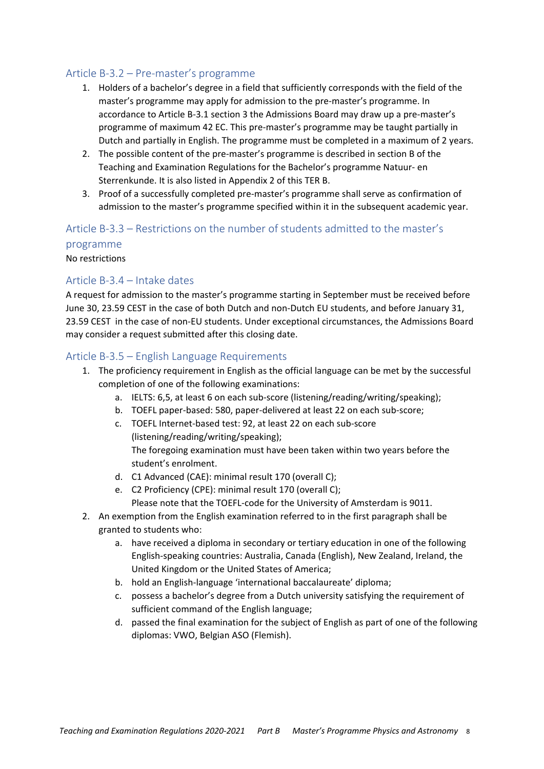### Article B-3.2 – Pre-master's programme

1. Holders of a bachelor's degree in a field that sufficiently corresponds with the field of the master's programme may apply for admission to the pre-master's programme. In accordance to Article B-3.1 section 3 the Admissions Board may draw up a pre-master's programme of maximum 42 EC. This pre-master's programme may be taught partially in Dutch and partially in English. The programme must be completed in a maximum of 2 years.
2. The possible content of the pre-master's programme is described in section B of the Teaching and Examination Regulations for the Bachelor's programme Natuur- en Sterrenkunde. It is also listed in Appendix 2 of this TER B.
3. Proof of a successfully completed pre-master's programme shall serve as confirmation of admission to the master's programme specified within it in the subsequent academic year.

### Article B-3.3 – Restrictions on the number of students admitted to the master's programme

No restrictions

### Article B-3.4 – Intake dates

A request for admission to the master's programme starting in September must be received before June 30, 23.59 CEST in the case of both Dutch and non-Dutch EU students, and before January 31, 23.59 CEST in the case of non-EU students. Under exceptional circumstances, the Admissions Board may consider a request submitted after this closing date.

### Article B-3.5 – English Language Requirements

1. The proficiency requirement in English as the official language can be met by the successful completion of one of the following examinations:
    a. IELTS: 6,5, at least 6 on each sub-score (listening/reading/writing/speaking);
    b. TOEFL paper-based: 580, paper-delivered at least 22 on each sub-score;
    c. TOEFL Internet-based test: 92, at least 22 on each sub-score (listening/reading/writing/speaking);
    The foregoing examination must have been taken within two years before the student's enrolment.
    d. C1 Advanced (CAE): minimal result 170 (overall C);
    e. C2 Proficiency (CPE): minimal result 170 (overall C);
    Please note that the TOEFL-code for the University of Amsterdam is 9011.
2. An exemption from the English examination referred to in the first paragraph shall be granted to students who:
    a. have received a diploma in secondary or tertiary education in one of the following English-speaking countries: Australia, Canada (English), New Zealand, Ireland, the United Kingdom or the United States of America;
    b. hold an English-language 'international baccalaureate' diploma;
    c. possess a bachelor's degree from a Dutch university satisfying the requirement of sufficient command of the English language;
    d. passed the final examination for the subject of English as part of one of the following diplomas: VWO, Belgian ASO (Flemish).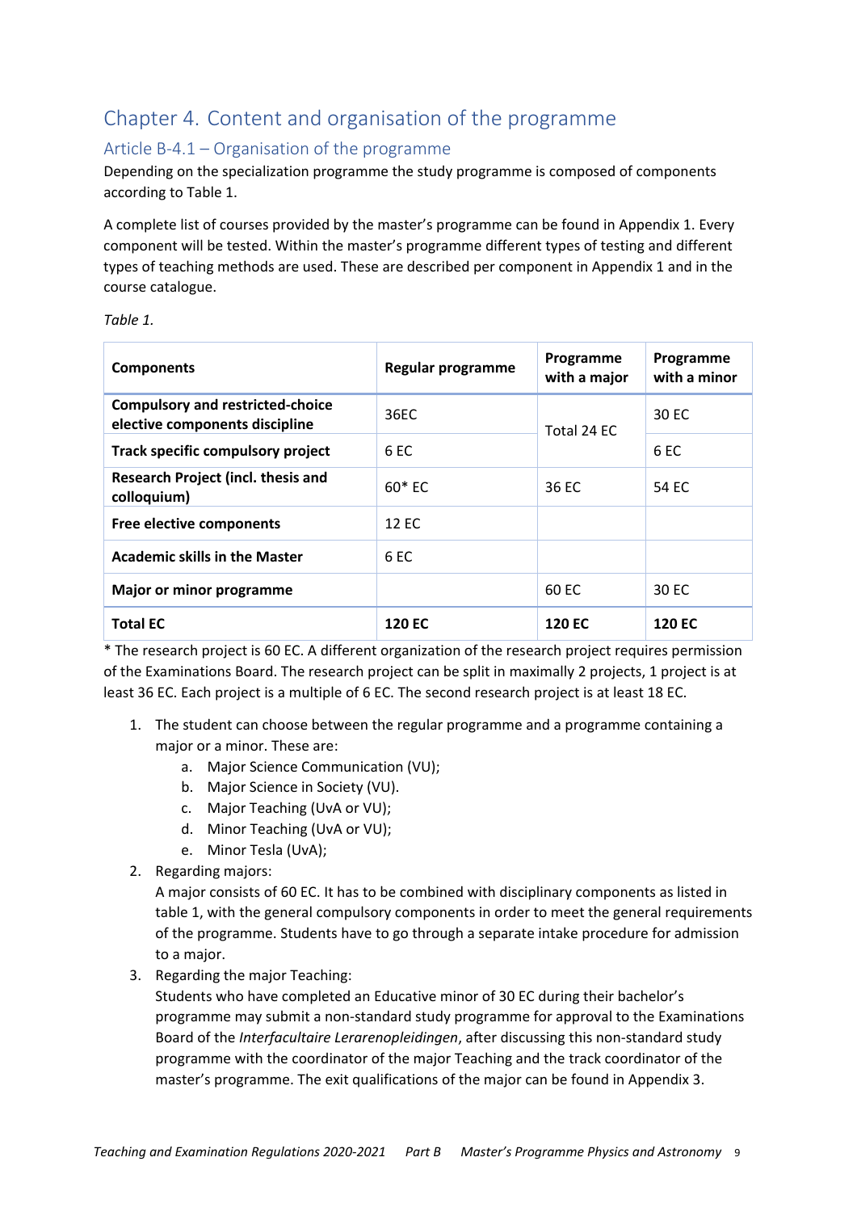## Chapter 4. Content and organisation of the programme

### Article B-4.1 – Organisation of the programme

Depending on the specialization programme the study programme is composed of components according to Table 1.

A complete list of courses provided by the master's programme can be found in Appendix 1. Every component will be tested. Within the master's programme different types of testing and different types of teaching methods are used. These are described per component in Appendix 1 and in the course catalogue.

*Table 1.*

| Components | Regular programme | Programme with a major | Programme with a minor |
|---|---|---|---|
| **Compulsory and restricted-choice elective components discipline** | 36EC | Total 24 EC | 30 EC |
| **Track specific compulsory project** | 6 EC | | 6 EC |
| **Research Project (incl. thesis and colloquium)** | 60* EC | 36 EC | 54 EC |
| **Free elective components** | 12 EC | | |
| **Academic skills in the Master** | 6 EC | | |
| **Major or minor programme** | | 60 EC | 30 EC |
| **Total EC** | **120 EC** | **120 EC** | **120 EC** |

* The research project is 60 EC. A different organization of the research project requires permission of the Examinations Board. The research project can be split in maximally 2 projects, 1 project is at least 36 EC. Each project is a multiple of 6 EC. The second research project is at least 18 EC.

1. The student can choose between the regular programme and a programme containing a major or a minor. These are:
   a. Major Science Communication (VU);
   b. Major Science in Society (VU).
   c. Major Teaching (UvA or VU);
   d. Minor Teaching (UvA or VU);
   e. Minor Tesla (UvA);
2. Regarding majors:
   A major consists of 60 EC. It has to be combined with disciplinary components as listed in table 1, with the general compulsory components in order to meet the general requirements of the programme. Students have to go through a separate intake procedure for admission to a major.
3. Regarding the major Teaching:
   Students who have completed an Educative minor of 30 EC during their bachelor's programme may submit a non-standard study programme for approval to the Examinations Board of the *Interfacultaire Lerarenopleidingen*, after discussing this non-standard study programme with the coordinator of the major Teaching and the track coordinator of the master's programme. The exit qualifications of the major can be found in Appendix 3.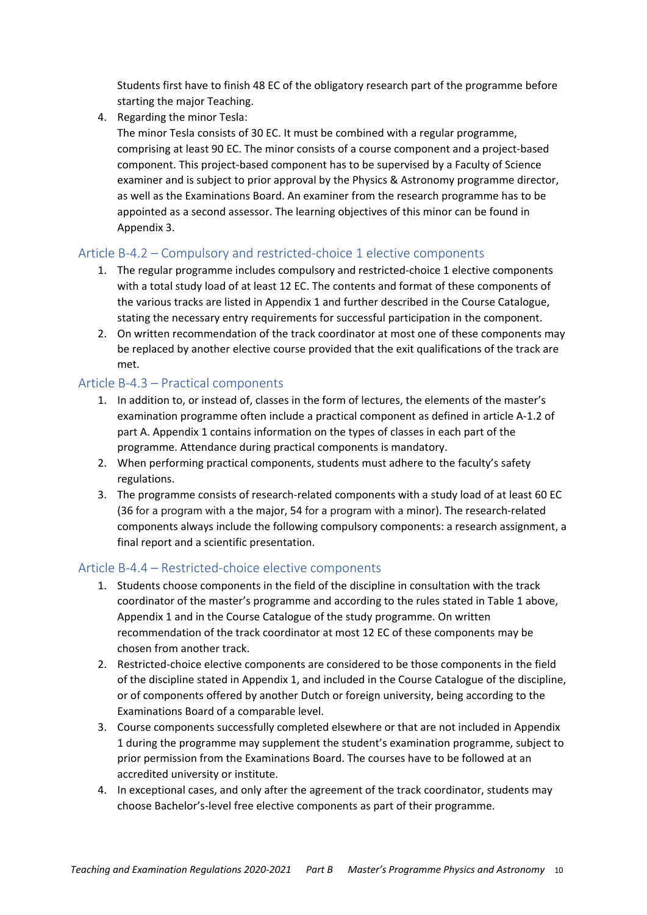Students first have to finish 48 EC of the obligatory research part of the programme before starting the major Teaching.

4. Regarding the minor Tesla:
   The minor Tesla consists of 30 EC. It must be combined with a regular programme, comprising at least 90 EC. The minor consists of a course component and a project-based component. This project-based component has to be supervised by a Faculty of Science examiner and is subject to prior approval by the Physics & Astronomy programme director, as well as the Examinations Board. An examiner from the research programme has to be appointed as a second assessor. The learning objectives of this minor can be found in Appendix 3.

## Article B-4.2 – Compulsory and restricted-choice 1 elective components

1. The regular programme includes compulsory and restricted-choice 1 elective components with a total study load of at least 12 EC. The contents and format of these components of the various tracks are listed in Appendix 1 and further described in the Course Catalogue, stating the necessary entry requirements for successful participation in the component.
2. On written recommendation of the track coordinator at most one of these components may be replaced by another elective course provided that the exit qualifications of the track are met.

## Article B-4.3 – Practical components

1. In addition to, or instead of, classes in the form of lectures, the elements of the master's examination programme often include a practical component as defined in article A-1.2 of part A. Appendix 1 contains information on the types of classes in each part of the programme. Attendance during practical components is mandatory.
2. When performing practical components, students must adhere to the faculty's safety regulations.
3. The programme consists of research-related components with a study load of at least 60 EC (36 for a program with a the major, 54 for a program with a minor). The research-related components always include the following compulsory components: a research assignment, a final report and a scientific presentation.

## Article B-4.4 – Restricted-choice elective components

1. Students choose components in the field of the discipline in consultation with the track coordinator of the master's programme and according to the rules stated in Table 1 above, Appendix 1 and in the Course Catalogue of the study programme. On written recommendation of the track coordinator at most 12 EC of these components may be chosen from another track.
2. Restricted-choice elective components are considered to be those components in the field of the discipline stated in Appendix 1, and included in the Course Catalogue of the discipline, or of components offered by another Dutch or foreign university, being according to the Examinations Board of a comparable level.
3. Course components successfully completed elsewhere or that are not included in Appendix 1 during the programme may supplement the student's examination programme, subject to prior permission from the Examinations Board. The courses have to be followed at an accredited university or institute.
4. In exceptional cases, and only after the agreement of the track coordinator, students may choose Bachelor's-level free elective components as part of their programme.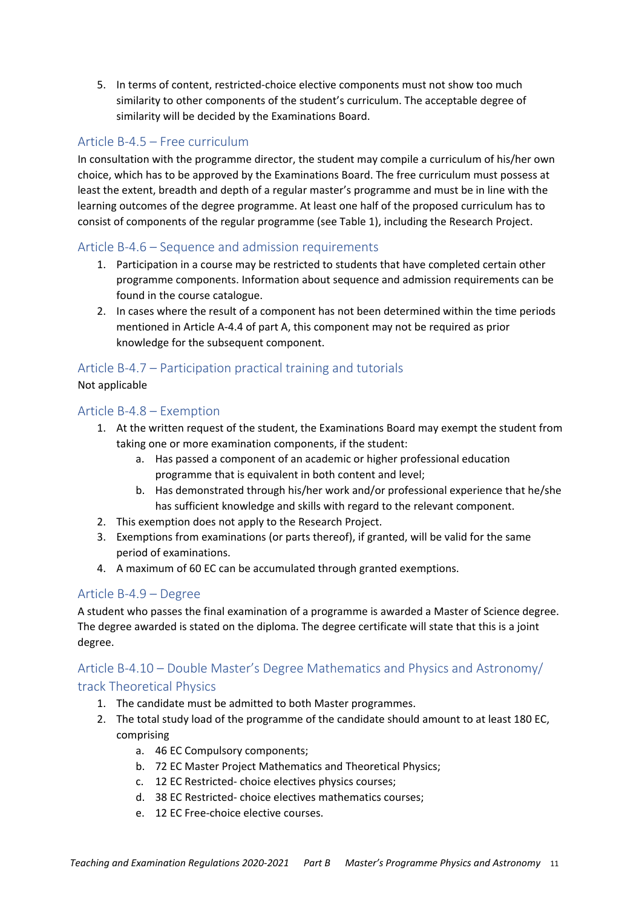5. In terms of content, restricted-choice elective components must not show too much similarity to other components of the student's curriculum. The acceptable degree of similarity will be decided by the Examinations Board.

### Article B-4.5 – Free curriculum

In consultation with the programme director, the student may compile a curriculum of his/her own choice, which has to be approved by the Examinations Board. The free curriculum must possess at least the extent, breadth and depth of a regular master's programme and must be in line with the learning outcomes of the degree programme. At least one half of the proposed curriculum has to consist of components of the regular programme (see Table 1), including the Research Project.

### Article B-4.6 – Sequence and admission requirements

1. Participation in a course may be restricted to students that have completed certain other programme components. Information about sequence and admission requirements can be found in the course catalogue.
2. In cases where the result of a component has not been determined within the time periods mentioned in Article A-4.4 of part A, this component may not be required as prior knowledge for the subsequent component.

### Article B-4.7 – Participation practical training and tutorials

Not applicable

### Article B-4.8 – Exemption

1. At the written request of the student, the Examinations Board may exempt the student from taking one or more examination components, if the student:
   a. Has passed a component of an academic or higher professional education programme that is equivalent in both content and level;
   b. Has demonstrated through his/her work and/or professional experience that he/she has sufficient knowledge and skills with regard to the relevant component.
2. This exemption does not apply to the Research Project.
3. Exemptions from examinations (or parts thereof), if granted, will be valid for the same period of examinations.
4. A maximum of 60 EC can be accumulated through granted exemptions.

### Article B-4.9 – Degree

A student who passes the final examination of a programme is awarded a Master of Science degree. The degree awarded is stated on the diploma. The degree certificate will state that this is a joint degree.

### Article B-4.10 – Double Master's Degree Mathematics and Physics and Astronomy/ track Theoretical Physics

1. The candidate must be admitted to both Master programmes.
2. The total study load of the programme of the candidate should amount to at least 180 EC, comprising
   a. 46 EC Compulsory components;
   b. 72 EC Master Project Mathematics and Theoretical Physics;
   c. 12 EC Restricted- choice electives physics courses;
   d. 38 EC Restricted- choice electives mathematics courses;
   e. 12 EC Free-choice elective courses.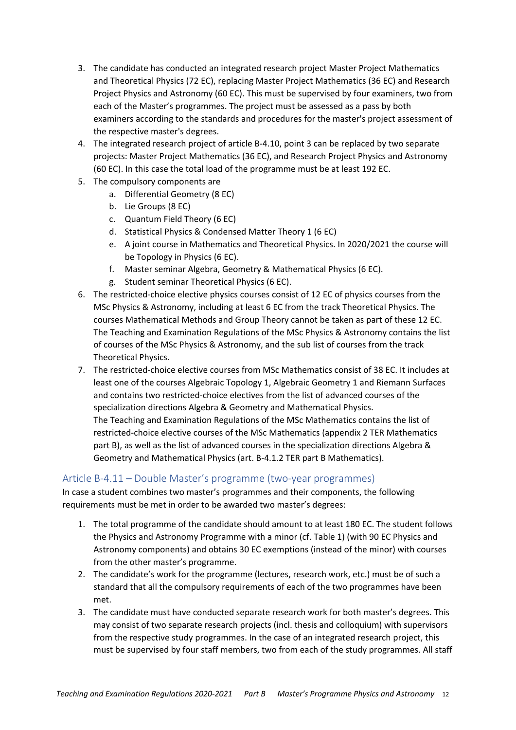3. The candidate has conducted an integrated research project Master Project Mathematics and Theoretical Physics (72 EC), replacing Master Project Mathematics (36 EC) and Research Project Physics and Astronomy (60 EC). This must be supervised by four examiners, two from each of the Master's programmes. The project must be assessed as a pass by both examiners according to the standards and procedures for the master's project assessment of the respective master's degrees.
4. The integrated research project of article B-4.10, point 3 can be replaced by two separate projects: Master Project Mathematics (36 EC), and Research Project Physics and Astronomy (60 EC). In this case the total load of the programme must be at least 192 EC.
5. The compulsory components are
   a. Differential Geometry (8 EC)
   b. Lie Groups (8 EC)
   c. Quantum Field Theory (6 EC)
   d. Statistical Physics & Condensed Matter Theory 1 (6 EC)
   e. A joint course in Mathematics and Theoretical Physics. In 2020/2021 the course will be Topology in Physics (6 EC).
   f. Master seminar Algebra, Geometry & Mathematical Physics (6 EC).
   g. Student seminar Theoretical Physics (6 EC).
6. The restricted-choice elective physics courses consist of 12 EC of physics courses from the MSc Physics & Astronomy, including at least 6 EC from the track Theoretical Physics. The courses Mathematical Methods and Group Theory cannot be taken as part of these 12 EC. The Teaching and Examination Regulations of the MSc Physics & Astronomy contains the list of courses of the MSc Physics & Astronomy, and the sub list of courses from the track Theoretical Physics.
7. The restricted-choice elective courses from MSc Mathematics consist of 38 EC. It includes at least one of the courses Algebraic Topology 1, Algebraic Geometry 1 and Riemann Surfaces and contains two restricted-choice electives from the list of advanced courses of the specialization directions Algebra & Geometry and Mathematical Physics.
   The Teaching and Examination Regulations of the MSc Mathematics contains the list of restricted-choice elective courses of the MSc Mathematics (appendix 2 TER Mathematics part B), as well as the list of advanced courses in the specialization directions Algebra & Geometry and Mathematical Physics (art. B-4.1.2 TER part B Mathematics).

## Article B-4.11 – Double Master's programme (two-year programmes)

In case a student combines two master's programmes and their components, the following requirements must be met in order to be awarded two master's degrees:

1. The total programme of the candidate should amount to at least 180 EC. The student follows the Physics and Astronomy Programme with a minor (cf. Table 1) (with 90 EC Physics and Astronomy components) and obtains 30 EC exemptions (instead of the minor) with courses from the other master's programme.
2. The candidate's work for the programme (lectures, research work, etc.) must be of such a standard that all the compulsory requirements of each of the two programmes have been met.
3. The candidate must have conducted separate research work for both master's degrees. This may consist of two separate research projects (incl. thesis and colloquium) with supervisors from the respective study programmes. In the case of an integrated research project, this must be supervised by four staff members, two from each of the study programmes. All staff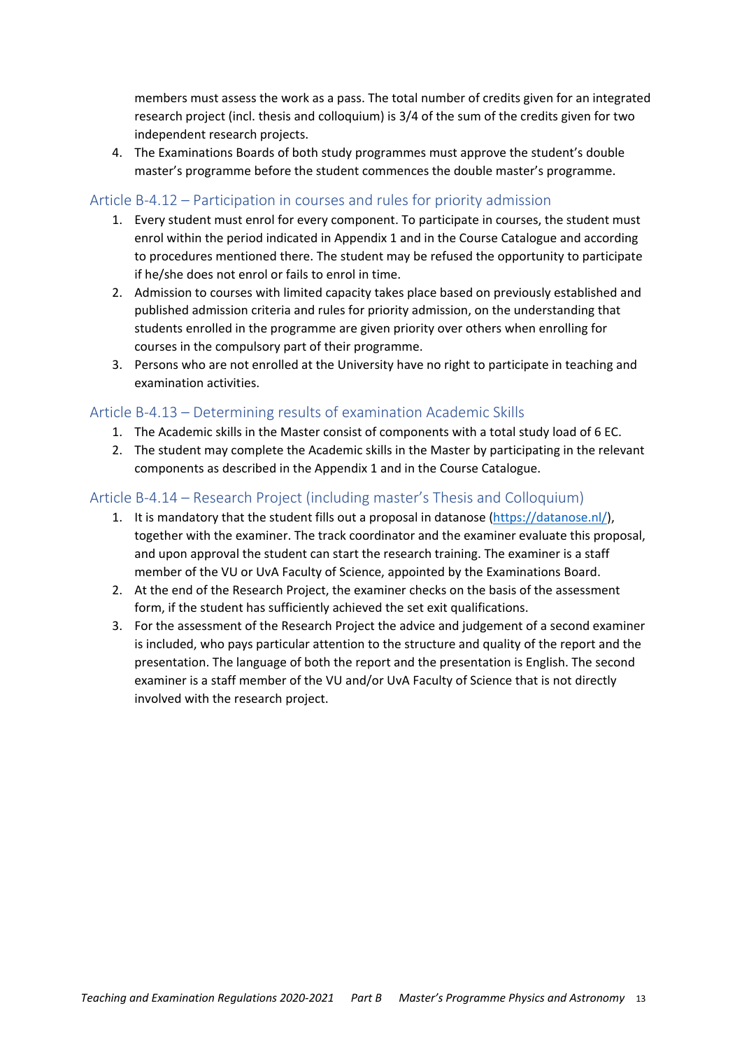members must assess the work as a pass. The total number of credits given for an integrated research project (incl. thesis and colloquium) is 3/4 of the sum of the credits given for two independent research projects.

4. The Examinations Boards of both study programmes must approve the student's double master's programme before the student commences the double master's programme.

### Article B-4.12 – Participation in courses and rules for priority admission

1. Every student must enrol for every component. To participate in courses, the student must enrol within the period indicated in Appendix 1 and in the Course Catalogue and according to procedures mentioned there. The student may be refused the opportunity to participate if he/she does not enrol or fails to enrol in time.
2. Admission to courses with limited capacity takes place based on previously established and published admission criteria and rules for priority admission, on the understanding that students enrolled in the programme are given priority over others when enrolling for courses in the compulsory part of their programme.
3. Persons who are not enrolled at the University have no right to participate in teaching and examination activities.

### Article B-4.13 – Determining results of examination Academic Skills

1. The Academic skills in the Master consist of components with a total study load of 6 EC.
2. The student may complete the Academic skills in the Master by participating in the relevant components as described in the Appendix 1 and in the Course Catalogue.

### Article B-4.14 – Research Project (including master's Thesis and Colloquium)

1. It is mandatory that the student fills out a proposal in datanose (https://datanose.nl/), together with the examiner. The track coordinator and the examiner evaluate this proposal, and upon approval the student can start the research training. The examiner is a staff member of the VU or UvA Faculty of Science, appointed by the Examinations Board.
2. At the end of the Research Project, the examiner checks on the basis of the assessment form, if the student has sufficiently achieved the set exit qualifications.
3. For the assessment of the Research Project the advice and judgement of a second examiner is included, who pays particular attention to the structure and quality of the report and the presentation. The language of both the report and the presentation is English. The second examiner is a staff member of the VU and/or UvA Faculty of Science that is not directly involved with the research project.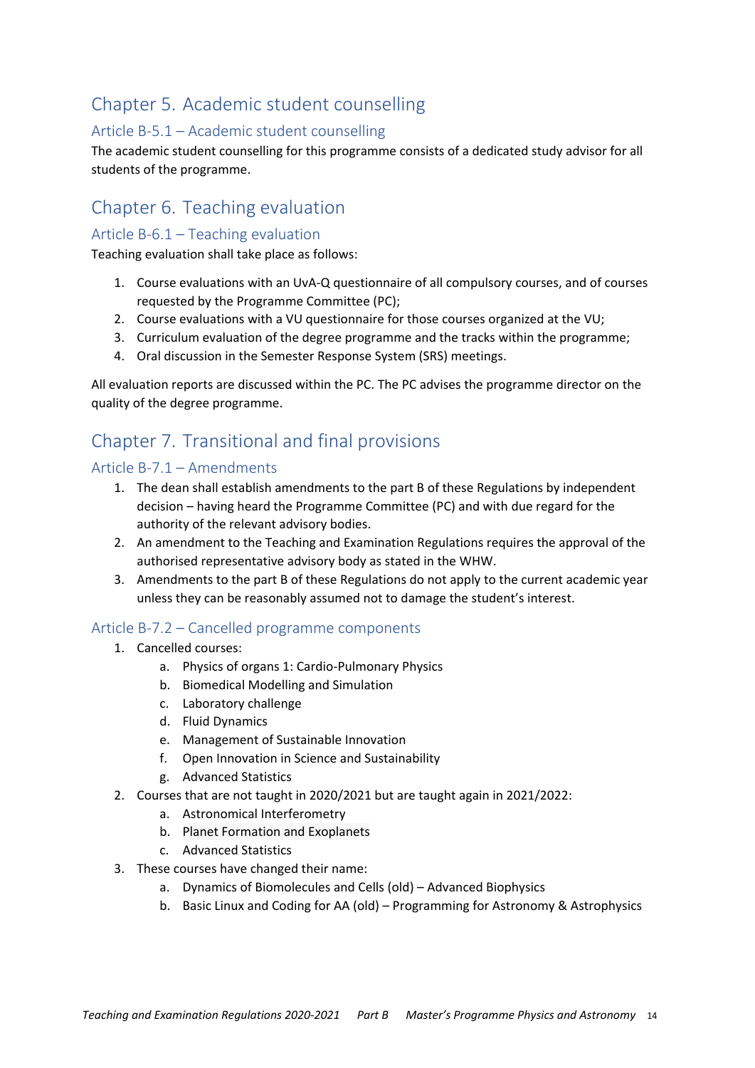# Chapter 5. Academic student counselling

## Article B-5.1 – Academic student counselling

The academic student counselling for this programme consists of a dedicated study advisor for all students of the programme.

# Chapter 6. Teaching evaluation

## Article B-6.1 – Teaching evaluation

Teaching evaluation shall take place as follows:

1. Course evaluations with an UvA-Q questionnaire of all compulsory courses, and of courses requested by the Programme Committee (PC);
2. Course evaluations with a VU questionnaire for those courses organized at the VU;
3. Curriculum evaluation of the degree programme and the tracks within the programme;
4. Oral discussion in the Semester Response System (SRS) meetings.

All evaluation reports are discussed within the PC. The PC advises the programme director on the quality of the degree programme.

# Chapter 7. Transitional and final provisions

## Article B-7.1 – Amendments

1. The dean shall establish amendments to the part B of these Regulations by independent decision – having heard the Programme Committee (PC) and with due regard for the authority of the relevant advisory bodies.
2. An amendment to the Teaching and Examination Regulations requires the approval of the authorised representative advisory body as stated in the WHW.
3. Amendments to the part B of these Regulations do not apply to the current academic year unless they can be reasonably assumed not to damage the student's interest.

## Article B-7.2 – Cancelled programme components

1. Cancelled courses:
   a. Physics of organs 1: Cardio-Pulmonary Physics
   b. Biomedical Modelling and Simulation
   c. Laboratory challenge
   d. Fluid Dynamics
   e. Management of Sustainable Innovation
   f. Open Innovation in Science and Sustainability
   g. Advanced Statistics
2. Courses that are not taught in 2020/2021 but are taught again in 2021/2022:
   a. Astronomical Interferometry
   b. Planet Formation and Exoplanets
   c. Advanced Statistics
3. These courses have changed their name:
   a. Dynamics of Biomolecules and Cells (old) – Advanced Biophysics
   b. Basic Linux and Coding for AA (old) – Programming for Astronomy & Astrophysics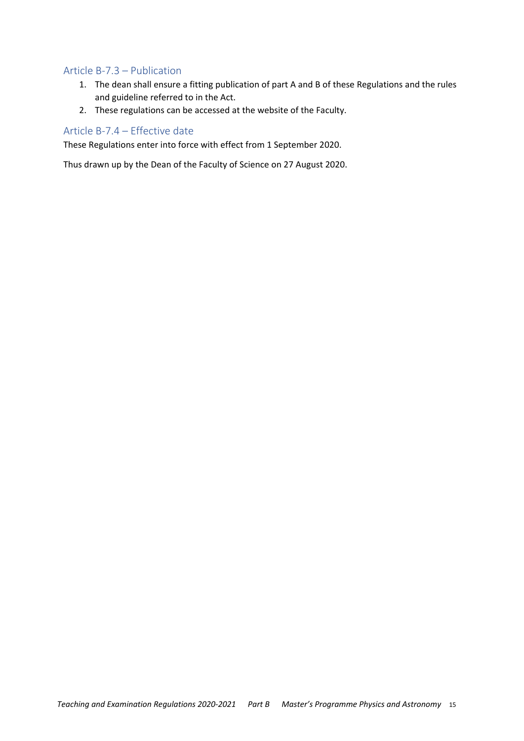## Article B-7.3 – Publication

1. The dean shall ensure a fitting publication of part A and B of these Regulations and the rules and guideline referred to in the Act.
2. These regulations can be accessed at the website of the Faculty.

## Article B-7.4 – Effective date

These Regulations enter into force with effect from 1 September 2020.

Thus drawn up by the Dean of the Faculty of Science on 27 August 2020.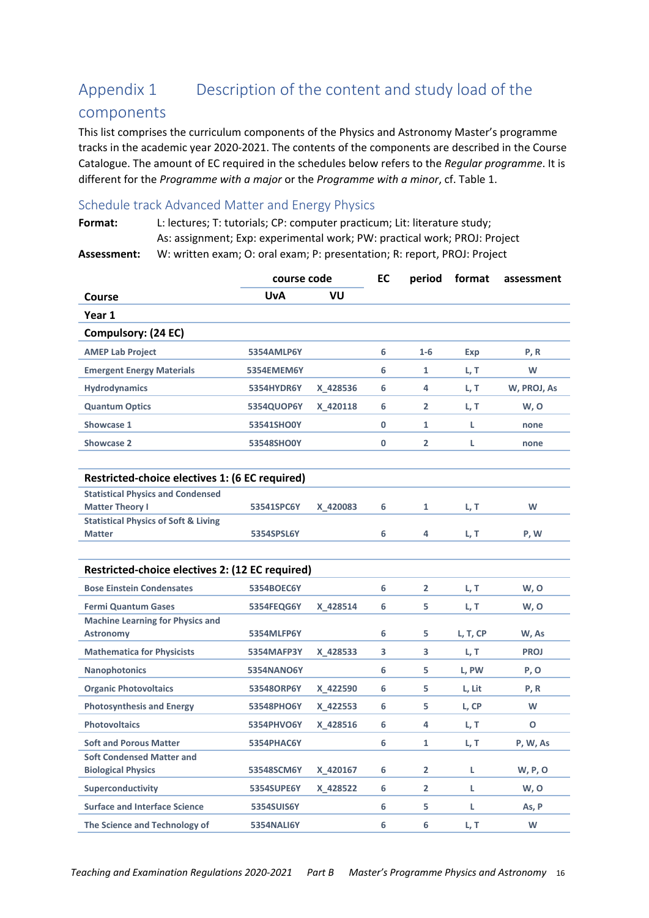# Appendix 1 Description of the content and study load of the components

This list comprises the curriculum components of the Physics and Astronomy Master's programme tracks in the academic year 2020-2021. The contents of the components are described in the Course Catalogue. The amount of EC required in the schedules below refers to the *Regular programme*. It is different for the *Programme with a major* or the *Programme with a minor*, cf. Table 1.

## Schedule track Advanced Matter and Energy Physics

**Format:** L: lectures; T: tutorials; CP: computer practicum; Lit: literature study; As: assignment; Exp: experimental work; PW: practical work; PROJ: Project

**Assessment:** W: written exam; O: oral exam; P: presentation; R: report, PROJ: Project

| | course code | | EC | period | format | assessment |
|---|---|---|---|---|---|---|
| **Course** | **UvA** | **VU** | | | | |
| **Year 1** | | | | | | |
| **Compulsory: (24 EC)** | | | | | | |
| AMEP Lab Project | 5354AMLP6Y | | 6 | 1-6 | Exp | P, R |
| Emergent Energy Materials | 5354EMEM6Y | | 6 | 1 | L, T | W |
| Hydrodynamics | 5354HYDR6Y | X_428536 | 6 | 4 | L, T | W, PROJ, As |
| Quantum Optics | 5354QUOP6Y | X_420118 | 6 | 2 | L, T | W, O |
| Showcase 1 | 53541SHO0Y | | 0 | 1 | L | none |
| Showcase 2 | 53548SHO0Y | | 0 | 2 | L | none |
| | | | | | | |
| **Restricted-choice electives 1: (6 EC required)** | | | | | | |
| Statistical Physics and Condensed Matter Theory I | 53541SPC6Y | X_420083 | 6 | 1 | L, T | W |
| Statistical Physics of Soft & Living Matter | 5354SPSL6Y | | 6 | 4 | L, T | P, W |
| | | | | | | |
| **Restricted-choice electives 2: (12 EC required)** | | | | | | |
| Bose Einstein Condensates | 5354BOEC6Y | | 6 | 2 | L, T | W, O |
| Fermi Quantum Gases | 5354FEQG6Y | X_428514 | 6 | 5 | L, T | W, O |
| Machine Learning for Physics and Astronomy | 5354MLFP6Y | | 6 | 5 | L, T, CP | W, As |
| Mathematica for Physicists | 5354MAFP3Y | X_428533 | 3 | 3 | L, T | PROJ |
| Nanophotonics | 5354NANO6Y | | 6 | 5 | L, PW | P, O |
| Organic Photovoltaics | 53548ORP6Y | X_422590 | 6 | 5 | L, Lit | P, R |
| Photosynthesis and Energy | 53548PHO6Y | X_422553 | 6 | 5 | L, CP | W |
| Photovoltaics | 5354PHVO6Y | X_428516 | 6 | 4 | L, T | O |
| Soft and Porous Matter | 5354PHAC6Y | | 6 | 1 | L, T | P, W, As |
| Soft Condensed Matter and Biological Physics | 53548SCM6Y | X_420167 | 6 | 2 | L | W, P, O |
| Superconductivity | 5354SUPE6Y | X_428522 | 6 | 2 | L | W, O |
| Surface and Interface Science | 5354SUIS6Y | | 6 | 5 | L | As, P |
| The Science and Technology of | 5354NALI6Y | | 6 | 6 | L, T | W |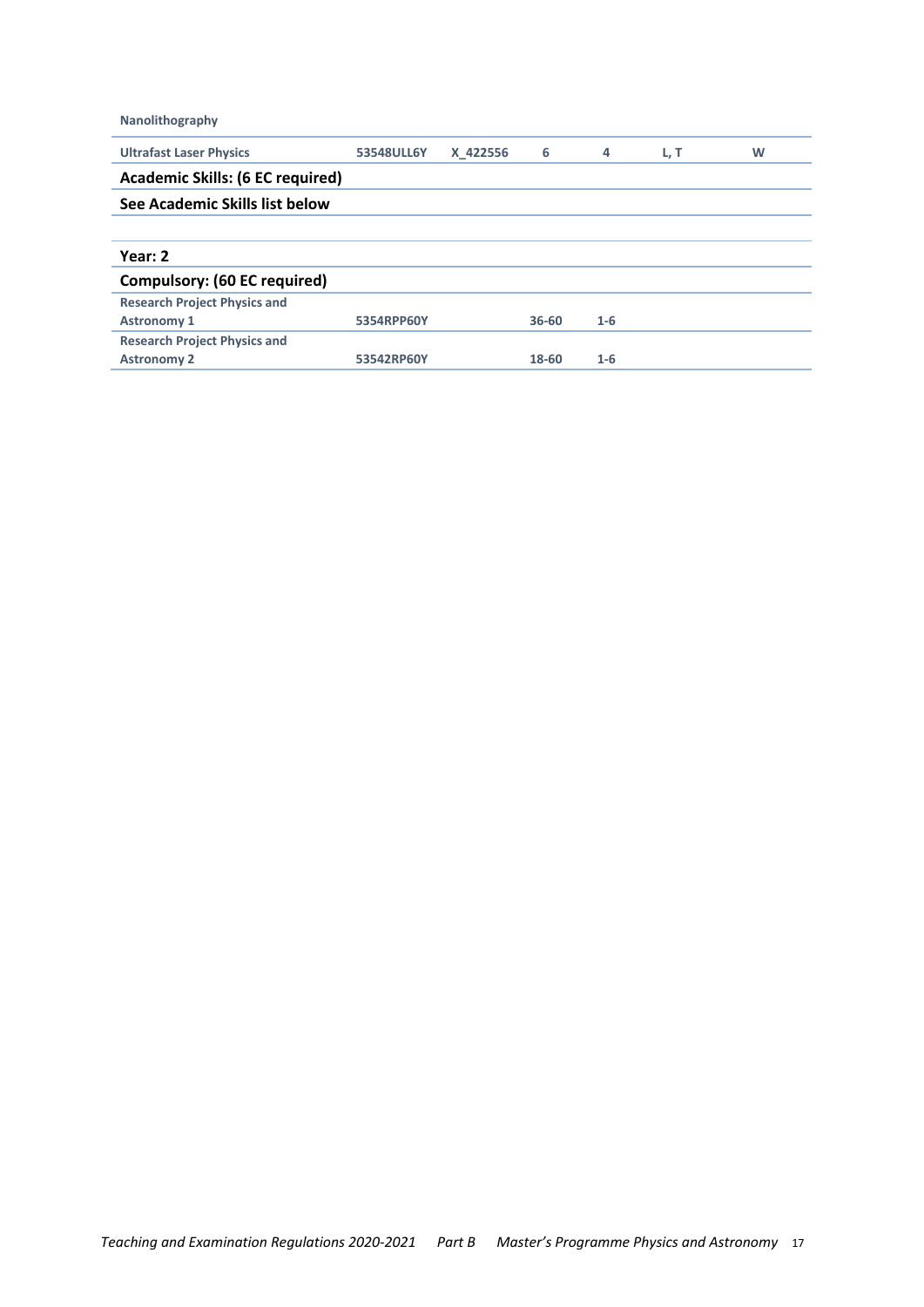| | | | | | | |
|---|---|---|---|---|---|---|
| Nanolithography | | | | | | |
| Ultrafast Laser Physics | 53548ULL6Y | X_422556 | 6 | 4 | L, T | W |
| **Academic Skills: (6 EC required)** | | | | | | |
| **See Academic Skills list below** | | | | | | |
| | | | | | | |
| **Year: 2** | | | | | | |
| **Compulsory: (60 EC required)** | | | | | | |
| Research Project Physics and Astronomy 1 | 5354RPP60Y | | 36-60 | 1-6 | | |
| Research Project Physics and Astronomy 2 | 53542RP60Y | | 18-60 | 1-6 | | |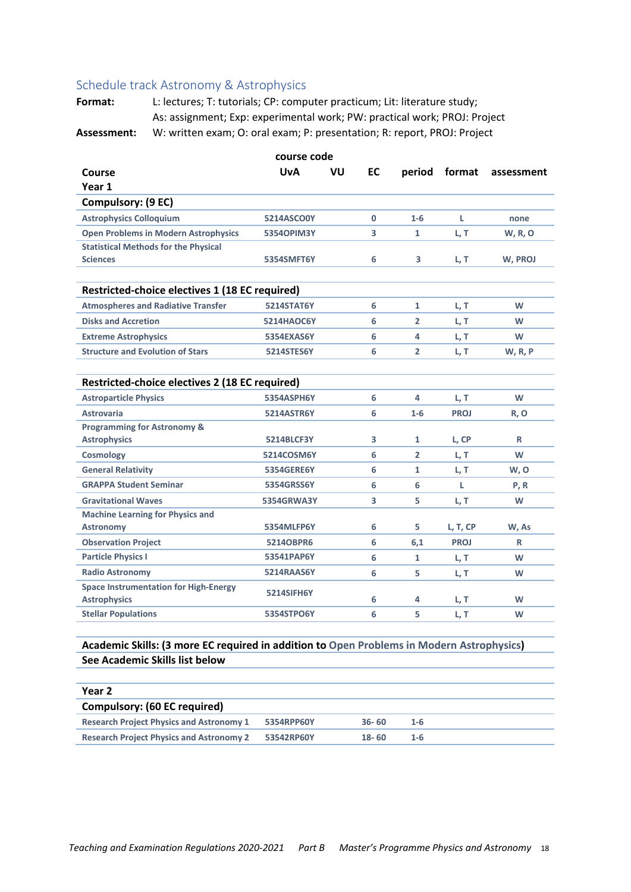## Schedule track Astronomy & Astrophysics

**Format:** L: lectures; T: tutorials; CP: computer practicum; Lit: literature study; As: assignment; Exp: experimental work; PW: practical work; PROJ: Project

**Assessment:** W: written exam; O: oral exam; P: presentation; R: report, PROJ: Project

| Course | course code UvA | VU | EC | period | format | assessment |
|---|---|---|---|---|---|---|
| **Year 1** | | | | | | |
| **Compulsory: (9 EC)** | | | | | | |
| Astrophysics Colloquium | 5214ASCO0Y | | 0 | 1-6 | L | none |
| Open Problems in Modern Astrophysics | 5354OPIM3Y | | 3 | 1 | L, T | W, R, O |
| Statistical Methods for the Physical Sciences | 5354SMFT6Y | | 6 | 3 | L, T | W, PROJ |
| **Restricted-choice electives 1 (18 EC required)** | | | | | | |
| Atmospheres and Radiative Transfer | 5214STAT6Y | | 6 | 1 | L, T | W |
| Disks and Accretion | 5214HAOC6Y | | 6 | 2 | L, T | W |
| Extreme Astrophysics | 5354EXAS6Y | | 6 | 4 | L, T | W |
| Structure and Evolution of Stars | 5214STES6Y | | 6 | 2 | L, T | W, R, P |
| **Restricted-choice electives 2 (18 EC required)** | | | | | | |
| Astroparticle Physics | 5354ASPH6Y | | 6 | 4 | L, T | W |
| Astrovaria | 5214ASTR6Y | | 6 | 1-6 | PROJ | R, O |
| Programming for Astronomy & Astrophysics | 5214BLCF3Y | | 3 | 1 | L, CP | R |
| Cosmology | 5214COSM6Y | | 6 | 2 | L, T | W |
| General Relativity | 5354GERE6Y | | 6 | 1 | L, T | W, O |
| GRAPPA Student Seminar | 5354GRSS6Y | | 6 | 6 | L | P, R |
| Gravitational Waves | 5354GRWA3Y | | 3 | 5 | L, T | W |
| Machine Learning for Physics and Astronomy | 5354MLFP6Y | | 6 | 5 | L, T, CP | W, As |
| Observation Project | 5214OBPR6 | | 6 | 6,1 | PROJ | R |
| Particle Physics I | 53541PAP6Y | | 6 | 1 | L, T | W |
| Radio Astronomy | 5214RAAS6Y | | 6 | 5 | L, T | W |
| Space Instrumentation for High-Energy Astrophysics | 5214SIFH6Y | | 6 | 4 | L, T | W |
| Stellar Populations | 5354STPO6Y | | 6 | 5 | L, T | W |
| **Academic Skills: (3 more EC required in addition to Open Problems in Modern Astrophysics)** | | | | | | |
| **See Academic Skills list below** | | | | | | |
| **Year 2** | | | | | | |
| **Compulsory: (60 EC required)** | | | | | | |
| Research Project Physics and Astronomy 1 | 5354RPP60Y | | 36- 60 | 1-6 | | |
| Research Project Physics and Astronomy 2 | 53542RP60Y | | 18- 60 | 1-6 | | |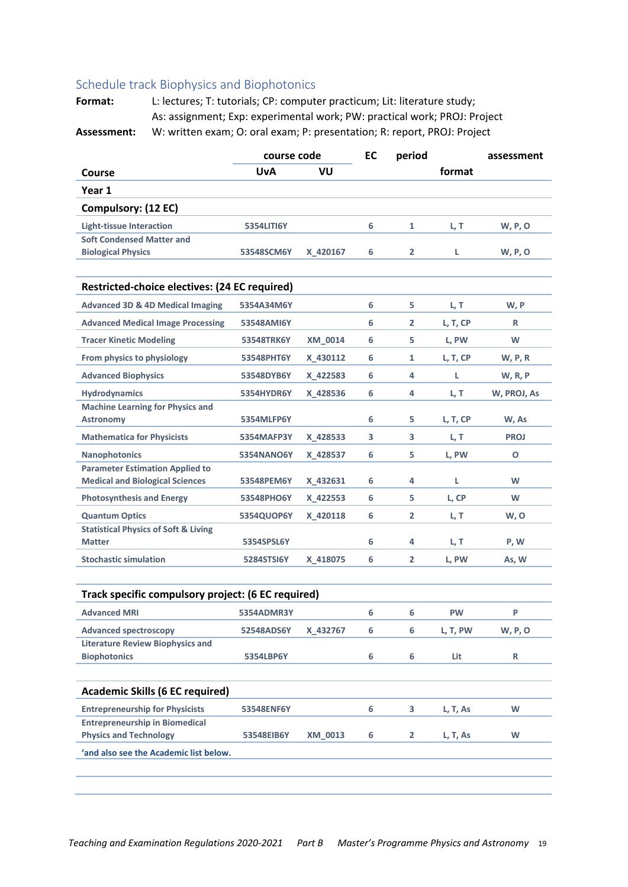## Schedule track Biophysics and Biophotonics

**Format:** L: lectures; T: tutorials; CP: computer practicum; Lit: literature study; As: assignment; Exp: experimental work; PW: practical work; PROJ: Project

**Assessment:** W: written exam; O: oral exam; P: presentation; R: report, PROJ: Project

| Course | course code UvA | VU | EC | period | format | assessment |
|---|---|---|---|---|---|---|
| **Year 1** | | | | | | |
| **Compulsory: (12 EC)** | | | | | | |
| Light-tissue Interaction | 5354LITI6Y | | 6 | 1 | L, T | W, P, O |
| Soft Condensed Matter and Biological Physics | 53548SCM6Y | X_420167 | 6 | 2 | L | W, P, O |
| | | | | | | |
| **Restricted-choice electives: (24 EC required)** | | | | | | |
| Advanced 3D & 4D Medical Imaging | 5354A34M6Y | | 6 | 5 | L, T | W, P |
| Advanced Medical Image Processing | 53548AMI6Y | | 6 | 2 | L, T, CP | R |
| Tracer Kinetic Modeling | 53548TRK6Y | XM_0014 | 6 | 5 | L, PW | W |
| From physics to physiology | 53548PHT6Y | X_430112 | 6 | 1 | L, T, CP | W, P, R |
| Advanced Biophysics | 53548DYB6Y | X_422583 | 6 | 4 | L | W, R, P |
| Hydrodynamics | 5354HYDR6Y | X_428536 | 6 | 4 | L, T | W, PROJ, As |
| Machine Learning for Physics and Astronomy | 5354MLFP6Y | | 6 | 5 | L, T, CP | W, As |
| Mathematica for Physicists | 5354MAFP3Y | X_428533 | 3 | 3 | L, T | PROJ |
| Nanophotonics | 5354NANO6Y | X_428537 | 6 | 5 | L, PW | O |
| Parameter Estimation Applied to Medical and Biological Sciences | 53548PEM6Y | X_432631 | 6 | 4 | L | W |
| Photosynthesis and Energy | 53548PHO6Y | X_422553 | 6 | 5 | L, CP | W |
| Quantum Optics | 5354QUOP6Y | X_420118 | 6 | 2 | L, T | W, O |
| Statistical Physics of Soft & Living Matter | 5354SPSL6Y | | 6 | 4 | L, T | P, W |
| Stochastic simulation | 5284STSI6Y | X_418075 | 6 | 2 | L, PW | As, W |
| | | | | | | |
| **Track specific compulsory project: (6 EC required)** | | | | | | |
| Advanced MRI | 5354ADMR3Y | | 6 | 6 | PW | P |
| Advanced spectroscopy | 52548ADS6Y | X_432767 | 6 | 6 | L, T, PW | W, P, O |
| Literature Review Biophysics and Biophotonics | 5354LBP6Y | | 6 | 6 | Lit | R |
| | | | | | | |
| **Academic Skills (6 EC required)** | | | | | | |
| Entrepreneurship for Physicists | 53548ENF6Y | | 6 | 3 | L, T, As | W |
| Entrepreneurship in Biomedical Physics and Technology | 53548EIB6Y | XM_0013 | 6 | 2 | L, T, As | W |
| 'and also see the Academic list below. | | | | | | |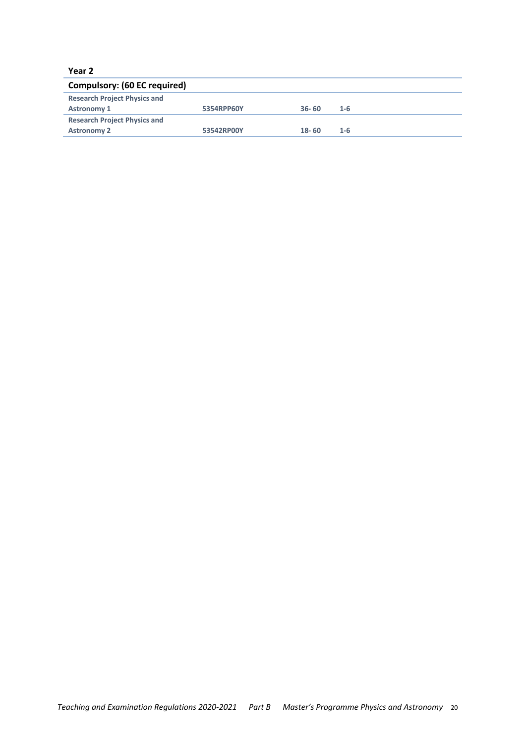**Year 2**

| Compulsory: (60 EC required) | | | |
|---|---|---|---|
| Research Project Physics and Astronomy 1 | 5354RPP60Y | 36- 60 | 1-6 |
| Research Project Physics and Astronomy 2 | 53542RP00Y | 18- 60 | 1-6 |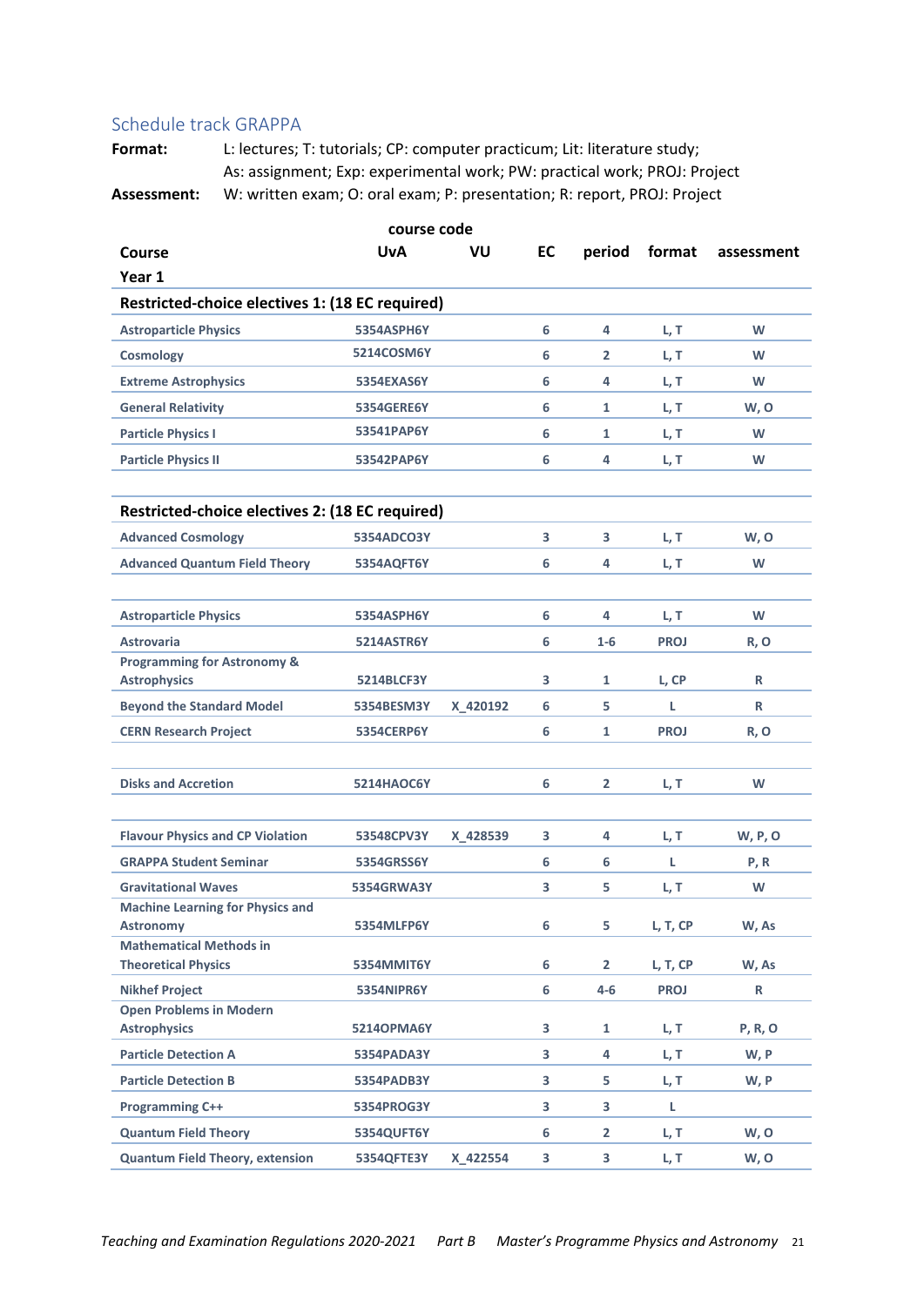## Schedule track GRAPPA

**Format:** L: lectures; T: tutorials; CP: computer practicum; Lit: literature study; As: assignment; Exp: experimental work; PW: practical work; PROJ: Project

**Assessment:** W: written exam; O: oral exam; P: presentation; R: report, PROJ: Project

| Course | course code UvA | VU | EC | period | format | assessment |
|---|---|---|---|---|---|---|
| **Year 1** | | | | | | |
| **Restricted-choice electives 1: (18 EC required)** | | | | | | |
| Astroparticle Physics | 5354ASPH6Y | | 6 | 4 | L, T | W |
| Cosmology | 5214COSM6Y | | 6 | 2 | L, T | W |
| Extreme Astrophysics | 5354EXAS6Y | | 6 | 4 | L, T | W |
| General Relativity | 5354GERE6Y | | 6 | 1 | L, T | W, O |
| Particle Physics I | 53541PAP6Y | | 6 | 1 | L, T | W |
| Particle Physics II | 53542PAP6Y | | 6 | 4 | L, T | W |
| | | | | | | |
| **Restricted-choice electives 2: (18 EC required)** | | | | | | |
| Advanced Cosmology | 5354ADCO3Y | | 3 | 3 | L, T | W, O |
| Advanced Quantum Field Theory | 5354AQFT6Y | | 6 | 4 | L, T | W |
| | | | | | | |
| Astroparticle Physics | 5354ASPH6Y | | 6 | 4 | L, T | W |
| Astrovaria | 5214ASTR6Y | | 6 | 1-6 | PROJ | R, O |
| Programming for Astronomy & Astrophysics | 5214BLCF3Y | | 3 | 1 | L, CP | R |
| Beyond the Standard Model | 5354BESM3Y | X_420192 | 6 | 5 | L | R |
| CERN Research Project | 5354CERP6Y | | 6 | 1 | PROJ | R, O |
| | | | | | | |
| Disks and Accretion | 5214HAOC6Y | | 6 | 2 | L, T | W |
| | | | | | | |
| Flavour Physics and CP Violation | 53548CPV3Y | X_428539 | 3 | 4 | L, T | W, P, O |
| GRAPPA Student Seminar | 5354GRSS6Y | | 6 | 6 | L | P, R |
| Gravitational Waves | 5354GRWA3Y | | 3 | 5 | L, T | W |
| Machine Learning for Physics and Astronomy | 5354MLFP6Y | | 6 | 5 | L, T, CP | W, As |
| Mathematical Methods in Theoretical Physics | 5354MMIT6Y | | 6 | 2 | L, T, CP | W, As |
| Nikhef Project | 5354NIPR6Y | | 6 | 4-6 | PROJ | R |
| Open Problems in Modern Astrophysics | 5214OPMA6Y | | 3 | 1 | L, T | P, R, O |
| Particle Detection A | 5354PADA3Y | | 3 | 4 | L, T | W, P |
| Particle Detection B | 5354PADB3Y | | 3 | 5 | L, T | W, P |
| Programming C++ | 5354PROG3Y | | 3 | 3 | L | |
| Quantum Field Theory | 5354QUFT6Y | | 6 | 2 | L, T | W, O |
| Quantum Field Theory, extension | 5354QFTE3Y | X_422554 | 3 | 3 | L, T | W, O |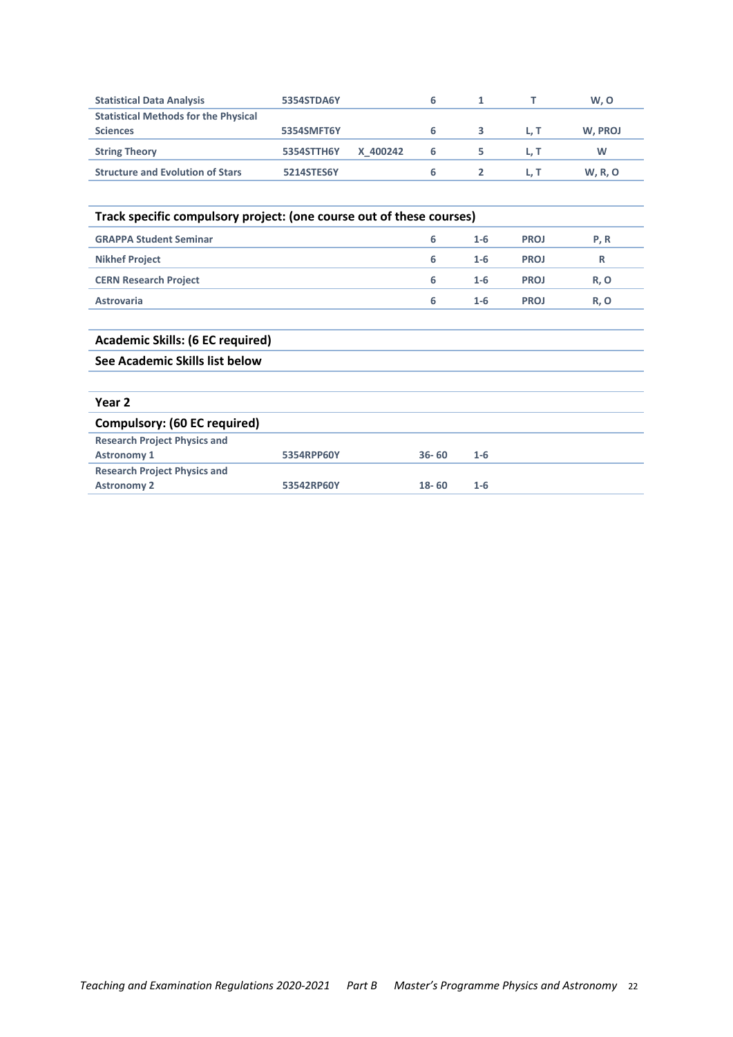| | | | | | | |
|---|---|---|---|---|---|---|
| **Statistical Data Analysis** | 5354STDA6Y | | 6 | 1 | T | W, O |
| **Statistical Methods for the Physical Sciences** | 5354SMFT6Y | | 6 | 3 | L, T | W, PROJ |
| **String Theory** | 5354STTH6Y | X_400242 | 6 | 5 | L, T | W |
| **Structure and Evolution of Stars** | 5214STES6Y | | 6 | 2 | L, T | W, R, O |

**Track specific compulsory project: (one course out of these courses)**

| | | | | | | |
|---|---|---|---|---|---|---|
| **GRAPPA Student Seminar** | | | 6 | 1-6 | PROJ | P, R |
| **Nikhef Project** | | | 6 | 1-6 | PROJ | R |
| **CERN Research Project** | | | 6 | 1-6 | PROJ | R, O |
| **Astrovaria** | | | 6 | 1-6 | PROJ | R, O |

**Academic Skills: (6 EC required)**

**See Academic Skills list below**

## Year 2

**Compulsory: (60 EC required)**

| | | | | | | |
|---|---|---|---|---|---|---|
| **Research Project Physics and Astronomy 1** | 5354RPP60Y | | 36- 60 | 1-6 | | |
| **Research Project Physics and Astronomy 2** | 53542RP60Y | | 18- 60 | 1-6 | | |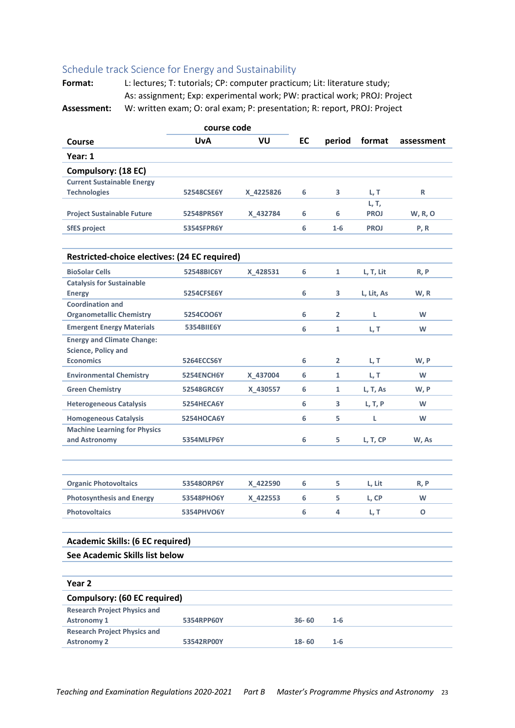## Schedule track Science for Energy and Sustainability

**Format:** L: lectures; T: tutorials; CP: computer practicum; Lit: literature study; As: assignment; Exp: experimental work; PW: practical work; PROJ: Project

**Assessment:** W: written exam; O: oral exam; P: presentation; R: report, PROJ: Project

| Course | course code UvA | VU | EC | period | format | assessment |
|---|---|---|---|---|---|---|
| **Year: 1** | | | | | | |
| **Compulsory: (18 EC)** | | | | | | |
| Current Sustainable Energy Technologies | 52548CSE6Y | X_4225826 | 6 | 3 | L, T | R |
| Project Sustainable Future | 52548PRS6Y | X_432784 | 6 | 6 | L, T, PROJ | W, R, O |
| SfES project | 5354SFPR6Y | | 6 | 1-6 | PROJ | P, R |
| | | | | | | |
| **Restricted-choice electives: (24 EC required)** | | | | | | |
| BioSolar Cells | 52548BIC6Y | X_428531 | 6 | 1 | L, T, Lit | R, P |
| Catalysis for Sustainable Energy | 5254CFSE6Y | | 6 | 3 | L, Lit, As | W, R |
| Coordination and Organometallic Chemistry | 5254COO6Y | | 6 | 2 | L | W |
| Emergent Energy Materials | 5354BIIE6Y | | 6 | 1 | L, T | W |
| Energy and Climate Change: Science, Policy and Economics | 5264ECCS6Y | | 6 | 2 | L, T | W, P |
| Environmental Chemistry | 5254ENCH6Y | X_437004 | 6 | 1 | L, T | W |
| Green Chemistry | 52548GRC6Y | X_430557 | 6 | 1 | L, T, As | W, P |
| Heterogeneous Catalysis | 5254HECA6Y | | 6 | 3 | L, T, P | W |
| Homogeneous Catalysis | 5254HOCA6Y | | 6 | 5 | L | W |
| Machine Learning for Physics and Astronomy | 5354MLFP6Y | | 6 | 5 | L, T, CP | W, As |
| | | | | | | |
| | | | | | | |
| Organic Photovoltaics | 53548ORP6Y | X_422590 | 6 | 5 | L, Lit | R, P |
| Photosynthesis and Energy | 53548PHO6Y | X_422553 | 6 | 5 | L, CP | W |
| Photovoltaics | 5354PHVO6Y | | 6 | 4 | L, T | O |
| | | | | | | |
| **Academic Skills: (6 EC required)** | | | | | | |
| **See Academic Skills list below** | | | | | | |
| | | | | | | |
| **Year 2** | | | | | | |
| **Compulsory: (60 EC required)** | | | | | | |
| Research Project Physics and Astronomy 1 | 5354RPP60Y | | 36- 60 | 1-6 | | |
| Research Project Physics and Astronomy 2 | 53542RP00Y | | 18- 60 | 1-6 | | |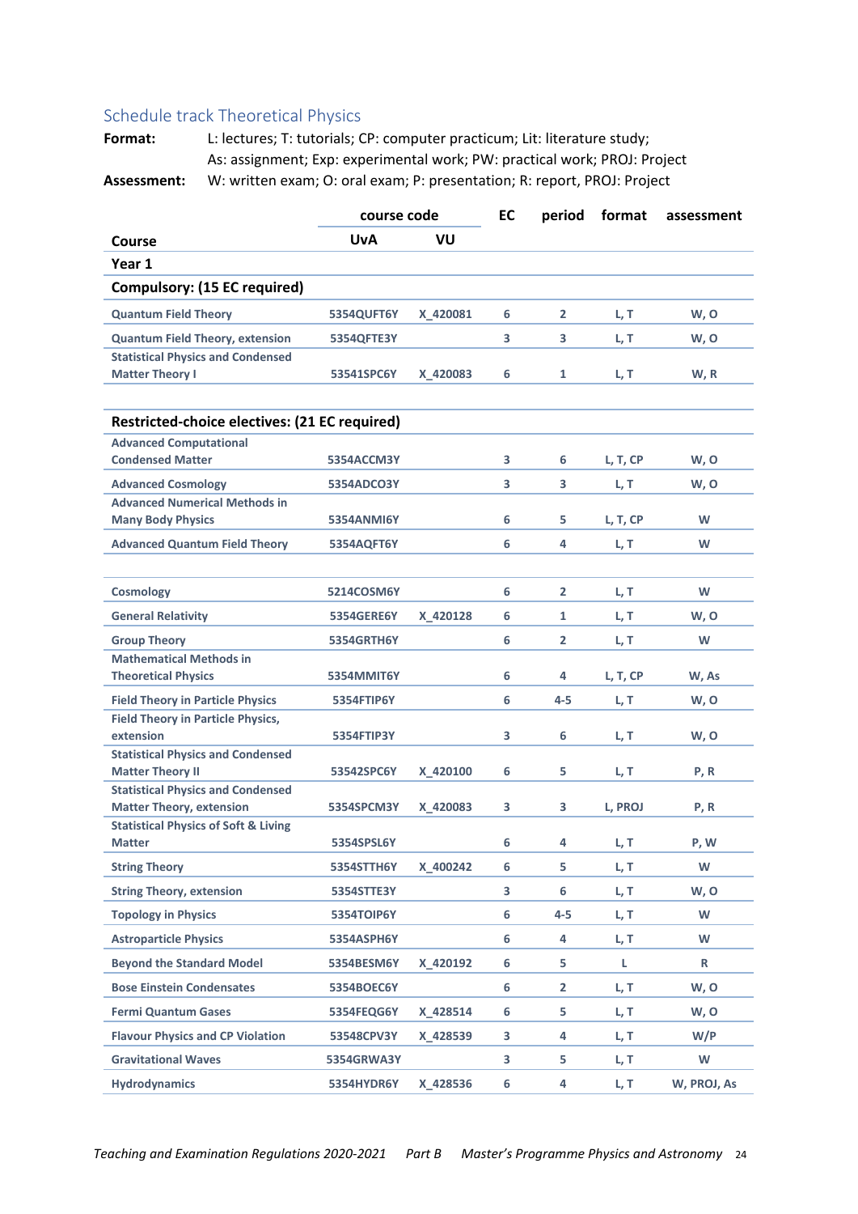## Schedule track Theoretical Physics

**Format:** L: lectures; T: tutorials; CP: computer practicum; Lit: literature study; As: assignment; Exp: experimental work; PW: practical work; PROJ: Project

**Assessment:** W: written exam; O: oral exam; P: presentation; R: report, PROJ: Project

| Course | course code UvA | VU | EC | period | format | assessment |
|---|---|---|---|---|---|---|
| **Year 1** | | | | | | |
| **Compulsory: (15 EC required)** | | | | | | |
| Quantum Field Theory | 5354QUFT6Y | X_420081 | 6 | 2 | L, T | W, O |
| Quantum Field Theory, extension | 5354QFTE3Y | | 3 | 3 | L, T | W, O |
| Statistical Physics and Condensed Matter Theory I | 53541SPC6Y | X_420083 | 6 | 1 | L, T | W, R |
| | | | | | | |
| **Restricted-choice electives: (21 EC required)** | | | | | | |
| Advanced Computational Condensed Matter | 5354ACCM3Y | | 3 | 6 | L, T, CP | W, O |
| Advanced Cosmology | 5354ADCO3Y | | 3 | 3 | L, T | W, O |
| Advanced Numerical Methods in Many Body Physics | 5354ANMI6Y | | 6 | 5 | L, T, CP | W |
| Advanced Quantum Field Theory | 5354AQFT6Y | | 6 | 4 | L, T | W |
| | | | | | | |
| Cosmology | 5214COSM6Y | | 6 | 2 | L, T | W |
| General Relativity | 5354GERE6Y | X_420128 | 6 | 1 | L, T | W, O |
| Group Theory | 5354GRTH6Y | | 6 | 2 | L, T | W |
| Mathematical Methods in Theoretical Physics | 5354MMIT6Y | | 6 | 4 | L, T, CP | W, As |
| Field Theory in Particle Physics | 5354FTIP6Y | | 6 | 4-5 | L, T | W, O |
| Field Theory in Particle Physics, extension | 5354FTIP3Y | | 3 | 6 | L, T | W, O |
| Statistical Physics and Condensed Matter Theory II | 53542SPC6Y | X_420100 | 6 | 5 | L, T | P, R |
| Statistical Physics and Condensed Matter Theory, extension | 5354SPCM3Y | X_420083 | 3 | 3 | L, PROJ | P, R |
| Statistical Physics of Soft & Living Matter | 5354SPSL6Y | | 6 | 4 | L, T | P, W |
| String Theory | 5354STTH6Y | X_400242 | 6 | 5 | L, T | W |
| String Theory, extension | 5354STTE3Y | | 3 | 6 | L, T | W, O |
| Topology in Physics | 5354TOIP6Y | | 6 | 4-5 | L, T | W |
| Astroparticle Physics | 5354ASPH6Y | | 6 | 4 | L, T | W |
| Beyond the Standard Model | 5354BESM6Y | X_420192 | 6 | 5 | L | R |
| Bose Einstein Condensates | 5354BOEC6Y | | 6 | 2 | L, T | W, O |
| Fermi Quantum Gases | 5354FEQG6Y | X_428514 | 6 | 5 | L, T | W, O |
| Flavour Physics and CP Violation | 53548CPV3Y | X_428539 | 3 | 4 | L, T | W/P |
| Gravitational Waves | 5354GRWA3Y | | 3 | 5 | L, T | W |
| Hydrodynamics | 5354HYDR6Y | X_428536 | 6 | 4 | L, T | W, PROJ, As |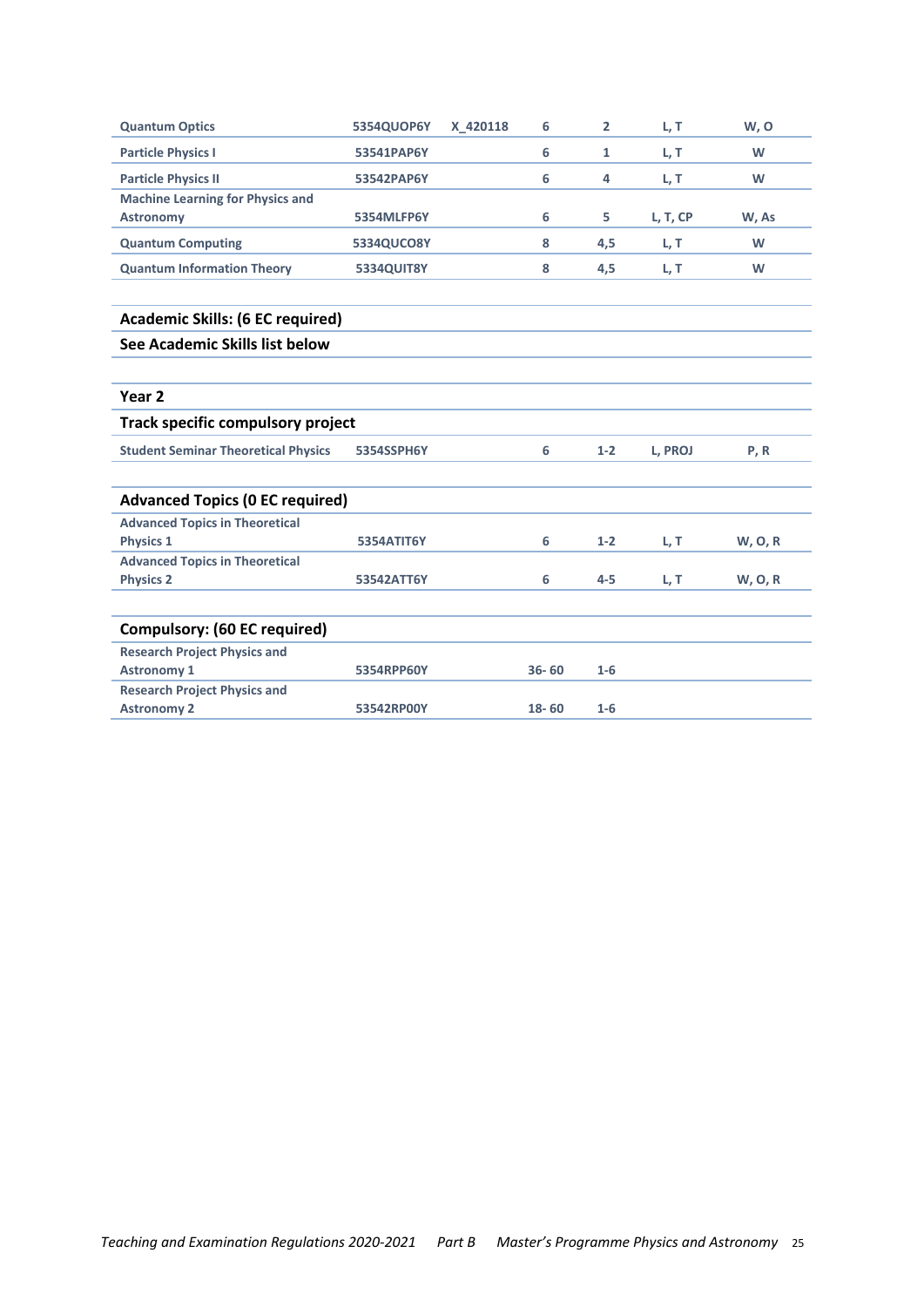| | | | | | | |
|---|---|---|---|---|---|---|
| Quantum Optics | 5354QUOP6Y | X_420118 | 6 | 2 | L, T | W, O |
| Particle Physics I | 53541PAP6Y | | 6 | 1 | L, T | W |
| Particle Physics II | 53542PAP6Y | | 6 | 4 | L, T | W |
| Machine Learning for Physics and Astronomy | 5354MLFP6Y | | 6 | 5 | L, T, CP | W, As |
| Quantum Computing | 5334QUCO8Y | | 8 | 4,5 | L, T | W |
| Quantum Information Theory | 5334QUIT8Y | | 8 | 4,5 | L, T | W |

**Academic Skills: (6 EC required)**

**See Academic Skills list below**

**Year 2**

**Track specific compulsory project**

| | | | | | | |
|---|---|---|---|---|---|---|
| Student Seminar Theoretical Physics | 5354SSPH6Y | | 6 | 1-2 | L, PROJ | P, R |

**Advanced Topics (0 EC required)**

| | | | | | | |
|---|---|---|---|---|---|---|
| Advanced Topics in Theoretical Physics 1 | 5354ATIT6Y | | 6 | 1-2 | L, T | W, O, R |
| Advanced Topics in Theoretical Physics 2 | 53542ATT6Y | | 6 | 4-5 | L, T | W, O, R |

**Compulsory: (60 EC required)**

| | | | | | | |
|---|---|---|---|---|---|---|
| Research Project Physics and Astronomy 1 | 5354RPP60Y | | 36- 60 | 1-6 | | |
| Research Project Physics and Astronomy 2 | 53542RP00Y | | 18- 60 | 1-6 | | |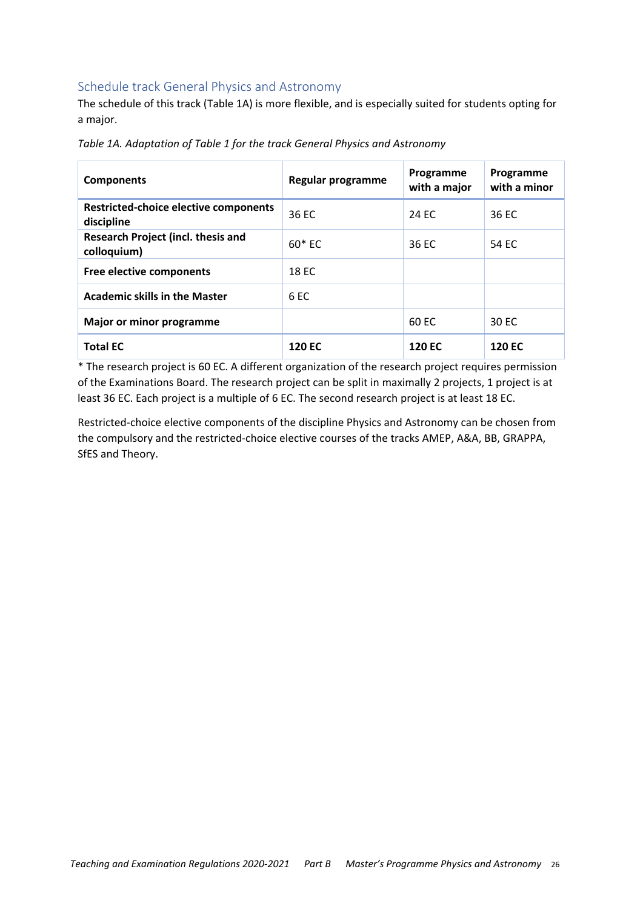## Schedule track General Physics and Astronomy

The schedule of this track (Table 1A) is more flexible, and is especially suited for students opting for a major.

*Table 1A. Adaptation of Table 1 for the track General Physics and Astronomy*

| Components | Regular programme | Programme with a major | Programme with a minor |
|---|---|---|---|
| **Restricted-choice elective components discipline** | 36 EC | 24 EC | 36 EC |
| **Research Project (incl. thesis and colloquium)** | 60* EC | 36 EC | 54 EC |
| **Free elective components** | 18 EC | | |
| **Academic skills in the Master** | 6 EC | | |
| **Major or minor programme** | | 60 EC | 30 EC |
| **Total EC** | **120 EC** | **120 EC** | **120 EC** |

* The research project is 60 EC. A different organization of the research project requires permission of the Examinations Board. The research project can be split in maximally 2 projects, 1 project is at least 36 EC. Each project is a multiple of 6 EC. The second research project is at least 18 EC.

Restricted-choice elective components of the discipline Physics and Astronomy can be chosen from the compulsory and the restricted-choice elective courses of the tracks AMEP, A&A, BB, GRAPPA, SfES and Theory.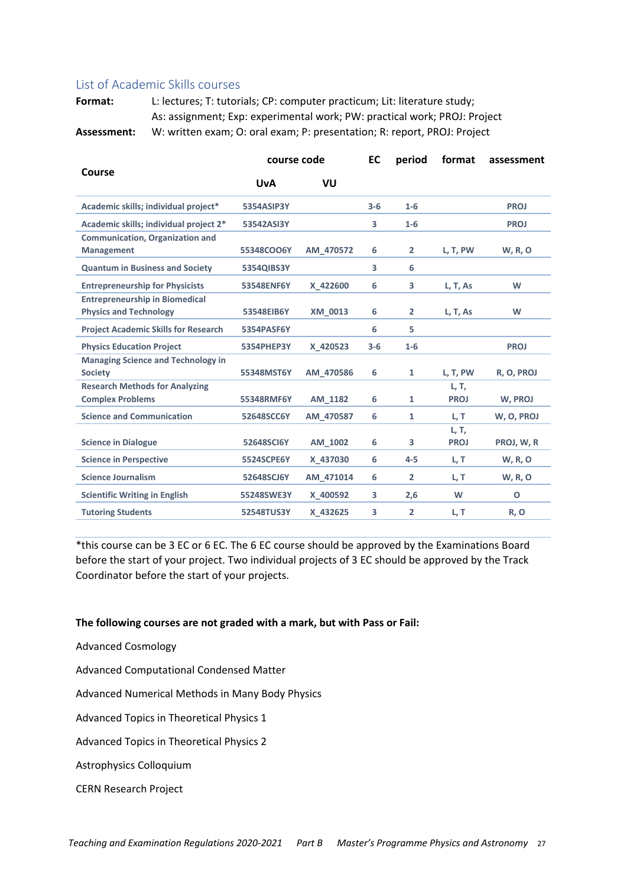## List of Academic Skills courses

**Format:** L: lectures; T: tutorials; CP: computer practicum; Lit: literature study; As: assignment; Exp: experimental work; PW: practical work; PROJ: Project

**Assessment:** W: written exam; O: oral exam; P: presentation; R: report, PROJ: Project

| Course | course code | | EC | period | format | assessment |
|---|---|---|---|---|---|---|
| | UvA | VU | | | | |
| Academic skills; individual project* | 5354ASIP3Y | | 3-6 | 1-6 | | PROJ |
| Academic skills; individual project 2* | 53542ASI3Y | | 3 | 1-6 | | PROJ |
| Communication, Organization and Management | 55348COO6Y | AM_470572 | 6 | 2 | L, T, PW | W, R, O |
| Quantum in Business and Society | 5354QIBS3Y | | 3 | 6 | | |
| Entrepreneurship for Physicists | 53548ENF6Y | X_422600 | 6 | 3 | L, T, As | W |
| Entrepreneurship in Biomedical Physics and Technology | 53548EIB6Y | XM_0013 | 6 | 2 | L, T, As | W |
| Project Academic Skills for Research | 5354PASF6Y | | 6 | 5 | | |
| Physics Education Project | 5354PHEP3Y | X_420523 | 3-6 | 1-6 | | PROJ |
| Managing Science and Technology in Society | 55348MST6Y | AM_470586 | 6 | 1 | L, T, PW | R, O, PROJ |
| Research Methods for Analyzing Complex Problems | 55348RMF6Y | AM_1182 | 6 | 1 | L, T, PROJ | W, PROJ |
| Science and Communication | 52648SCC6Y | AM_470587 | 6 | 1 | L, T | W, O, PROJ |
| Science in Dialogue | 52648SCI6Y | AM_1002 | 6 | 3 | L, T, PROJ | PROJ, W, R |
| Science in Perspective | 5524SCPE6Y | X_437030 | 6 | 4-5 | L, T | W, R, O |
| Science Journalism | 52648SCJ6Y | AM_471014 | 6 | 2 | L, T | W, R, O |
| Scientific Writing in English | 55248SWE3Y | X_400592 | 3 | 2,6 | W | O |
| Tutoring Students | 52548TUS3Y | X_432625 | 3 | 2 | L, T | R, O |

*this course can be 3 EC or 6 EC. The 6 EC course should be approved by the Examinations Board before the start of your project. Two individual projects of 3 EC should be approved by the Track Coordinator before the start of your projects.

**The following courses are not graded with a mark, but with Pass or Fail:**

Advanced Cosmology

Advanced Computational Condensed Matter

Advanced Numerical Methods in Many Body Physics

Advanced Topics in Theoretical Physics 1

Advanced Topics in Theoretical Physics 2

Astrophysics Colloquium

CERN Research Project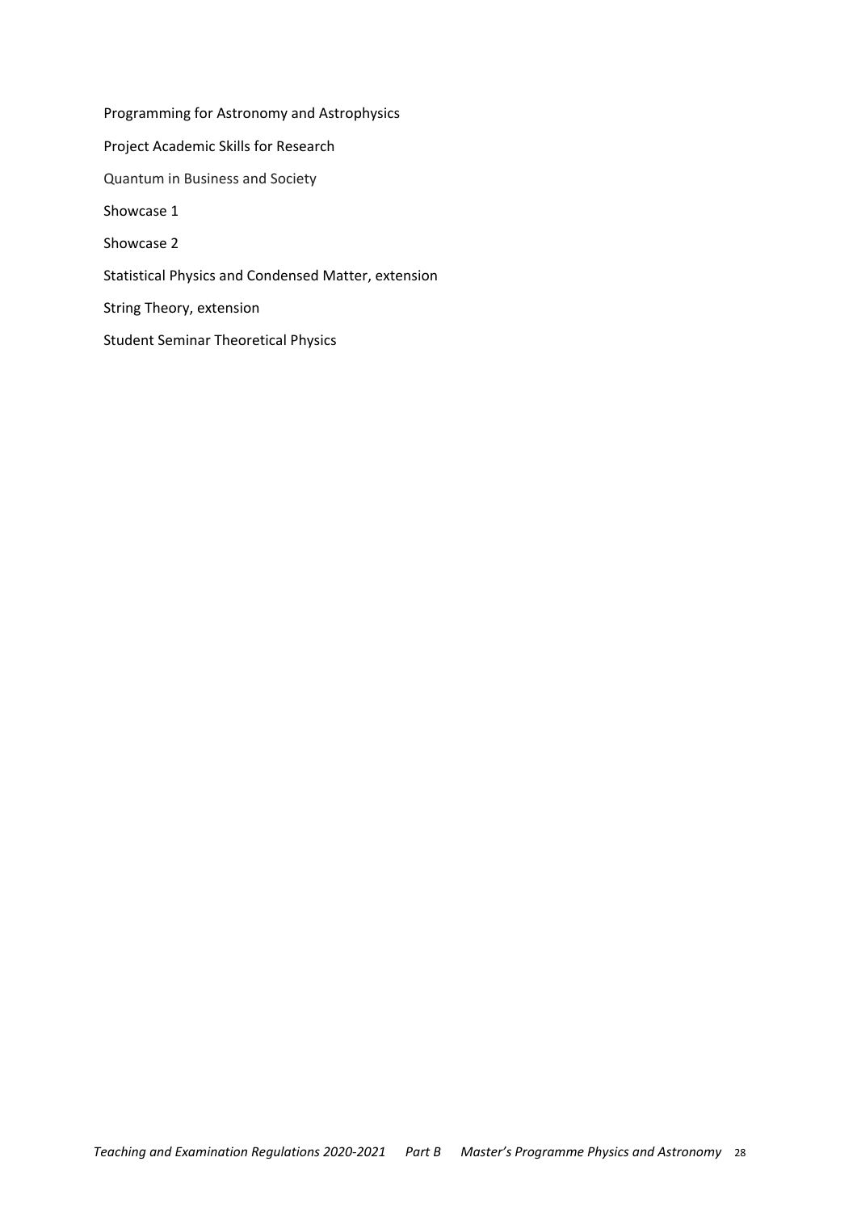Programming for Astronomy and Astrophysics

Project Academic Skills for Research

Quantum in Business and Society

Showcase 1

Showcase 2

Statistical Physics and Condensed Matter, extension

String Theory, extension

Student Seminar Theoretical Physics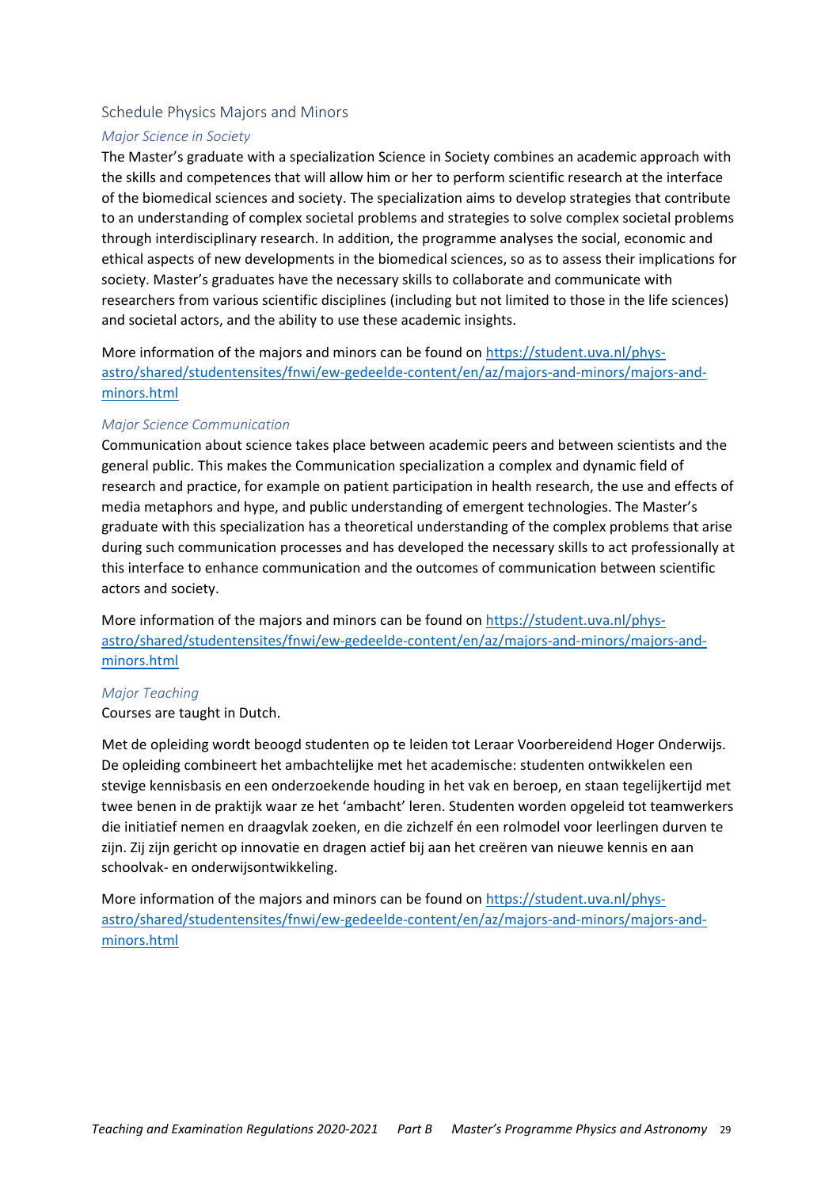## Schedule Physics Majors and Minors

### *Major Science in Society*

The Master's graduate with a specialization Science in Society combines an academic approach with the skills and competences that will allow him or her to perform scientific research at the interface of the biomedical sciences and society. The specialization aims to develop strategies that contribute to an understanding of complex societal problems and strategies to solve complex societal problems through interdisciplinary research. In addition, the programme analyses the social, economic and ethical aspects of new developments in the biomedical sciences, so as to assess their implications for society. Master's graduates have the necessary skills to collaborate and communicate with researchers from various scientific disciplines (including but not limited to those in the life sciences) and societal actors, and the ability to use these academic insights.

More information of the majors and minors can be found on [https://student.uva.nl/phys-astro/shared/studentensites/fnwi/ew-gedeelde-content/en/az/majors-and-minors/majors-and-minors.html](https://student.uva.nl/phys-astro/shared/studentensites/fnwi/ew-gedeelde-content/en/az/majors-and-minors/majors-and-minors.html)

### *Major Science Communication*

Communication about science takes place between academic peers and between scientists and the general public. This makes the Communication specialization a complex and dynamic field of research and practice, for example on patient participation in health research, the use and effects of media metaphors and hype, and public understanding of emergent technologies. The Master's graduate with this specialization has a theoretical understanding of the complex problems that arise during such communication processes and has developed the necessary skills to act professionally at this interface to enhance communication and the outcomes of communication between scientific actors and society.

More information of the majors and minors can be found on [https://student.uva.nl/phys-astro/shared/studentensites/fnwi/ew-gedeelde-content/en/az/majors-and-minors/majors-and-minors.html](https://student.uva.nl/phys-astro/shared/studentensites/fnwi/ew-gedeelde-content/en/az/majors-and-minors/majors-and-minors.html)

### *Major Teaching*

Courses are taught in Dutch.

Met de opleiding wordt beoogd studenten op te leiden tot Leraar Voorbereidend Hoger Onderwijs. De opleiding combineert het ambachtelijke met het academische: studenten ontwikkelen een stevige kennisbasis en een onderzoekende houding in het vak en beroep, en staan tegelijkertijd met twee benen in de praktijk waar ze het 'ambacht' leren. Studenten worden opgeleid tot teamwerkers die initiatief nemen en draagvlak zoeken, en die zichzelf én een rolmodel voor leerlingen durven te zijn. Zij zijn gericht op innovatie en dragen actief bij aan het creëren van nieuwe kennis en aan schoolvak- en onderwijsontwikkeling.

More information of the majors and minors can be found on [https://student.uva.nl/phys-astro/shared/studentensites/fnwi/ew-gedeelde-content/en/az/majors-and-minors/majors-and-minors.html](https://student.uva.nl/phys-astro/shared/studentensites/fnwi/ew-gedeelde-content/en/az/majors-and-minors/majors-and-minors.html)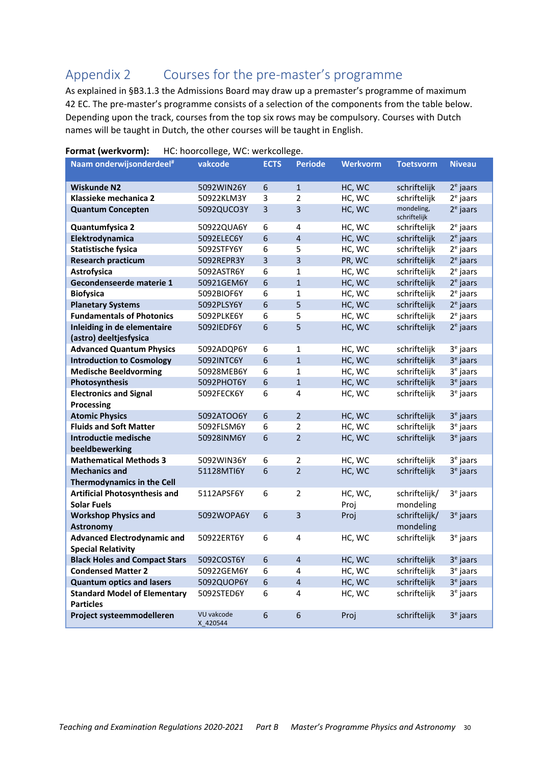## Appendix 2 Courses for the pre-master's programme

As explained in §B3.1.3 the Admissions Board may draw up a premaster's programme of maximum 42 EC. The pre-master's programme consists of a selection of the components from the table below. Depending upon the track, courses from the top six rows may be compulsory. Courses with Dutch names will be taught in Dutch, the other courses will be taught in English.

**Format (werkvorm):** HC: hoorcollege, WC: werkcollege.

| Naam onderwijsonderdeel# | vakcode | ECTS | Periode | Werkvorm | Toetsvorm | Niveau |
|---|---|---|---|---|---|---|
| **Wiskunde N2** | 5092WIN26Y | 6 | 1 | HC, WC | schriftelijk | 2e jaars |
| **Klassieke mechanica 2** | 50922KLM3Y | 3 | 2 | HC, WC | schriftelijk | 2e jaars |
| **Quantum Concepten** | 5092QUCO3Y | 3 | 3 | HC, WC | mondeling, schriftelijk | 2e jaars |
| **Quantumfysica 2** | 50922QUA6Y | 6 | 4 | HC, WC | schriftelijk | 2e jaars |
| **Elektrodynamica** | 5092ELEC6Y | 6 | 4 | HC, WC | schriftelijk | 2e jaars |
| **Statistische fysica** | 5092STFY6Y | 6 | 5 | HC, WC | schriftelijk | 2e jaars |
| **Research practicum** | 5092REPR3Y | 3 | 3 | PR, WC | schriftelijk | 2e jaars |
| **Astrofysica** | 5092ASTR6Y | 6 | 1 | HC, WC | schriftelijk | 2e jaars |
| **Gecondenseerde materie 1** | 50921GEM6Y | 6 | 1 | HC, WC | schriftelijk | 2e jaars |
| **Biofysica** | 5092BIOF6Y | 6 | 1 | HC, WC | schriftelijk | 2e jaars |
| **Planetary Systems** | 5092PLSY6Y | 6 | 5 | HC, WC | schriftelijk | 2e jaars |
| **Fundamentals of Photonics** | 5092PLKE6Y | 6 | 5 | HC, WC | schriftelijk | 2e jaars |
| **Inleiding in de elementaire (astro) deeltjesfysica** | 5092IEDF6Y | 6 | 5 | HC, WC | schriftelijk | 2e jaars |
| **Advanced Quantum Physics** | 5092ADQP6Y | 6 | 1 | HC, WC | schriftelijk | 3e jaars |
| **Introduction to Cosmology** | 5092INTC6Y | 6 | 1 | HC, WC | schriftelijk | 3e jaars |
| **Medische Beeldvorming** | 50928MEB6Y | 6 | 1 | HC, WC | schriftelijk | 3e jaars |
| **Photosynthesis** | 5092PHOT6Y | 6 | 1 | HC, WC | schriftelijk | 3e jaars |
| **Electronics and Signal Processing** | 5092FECK6Y | 6 | 4 | HC, WC | schriftelijk | 3e jaars |
| **Atomic Physics** | 5092ATOO6Y | 6 | 2 | HC, WC | schriftelijk | 3e jaars |
| **Fluids and Soft Matter** | 5092FLSM6Y | 6 | 2 | HC, WC | schriftelijk | 3e jaars |
| **Introductie medische beeldbewerking** | 50928INM6Y | 6 | 2 | HC, WC | schriftelijk | 3e jaars |
| **Mathematical Methods 3** | 5092WIN36Y | 6 | 2 | HC, WC | schriftelijk | 3e jaars |
| **Mechanics and Thermodynamics in the Cell** | 51128MTI6Y | 6 | 2 | HC, WC | schriftelijk | 3e jaars |
| **Artificial Photosynthesis and Solar Fuels** | 5112APSF6Y | 6 | 2 | HC, WC, Proj | schriftelijk/ mondeling | 3e jaars |
| **Workshop Physics and Astronomy** | 5092WOPA6Y | 6 | 3 | Proj | schriftelijk/ mondeling | 3e jaars |
| **Advanced Electrodynamic and Special Relativity** | 50922ERT6Y | 6 | 4 | HC, WC | schriftelijk | 3e jaars |
| **Black Holes and Compact Stars** | 5092COST6Y | 6 | 4 | HC, WC | schriftelijk | 3e jaars |
| **Condensed Matter 2** | 50922GEM6Y | 6 | 4 | HC, WC | schriftelijk | 3e jaars |
| **Quantum optics and lasers** | 5092QUOP6Y | 6 | 4 | HC, WC | schriftelijk | 3e jaars |
| **Standard Model of Elementary Particles** | 5092STED6Y | 6 | 4 | HC, WC | schriftelijk | 3e jaars |
| **Project systeemmodelleren** | VU vakcode X_420544 | 6 | 6 | Proj | schriftelijk | 3e jaars |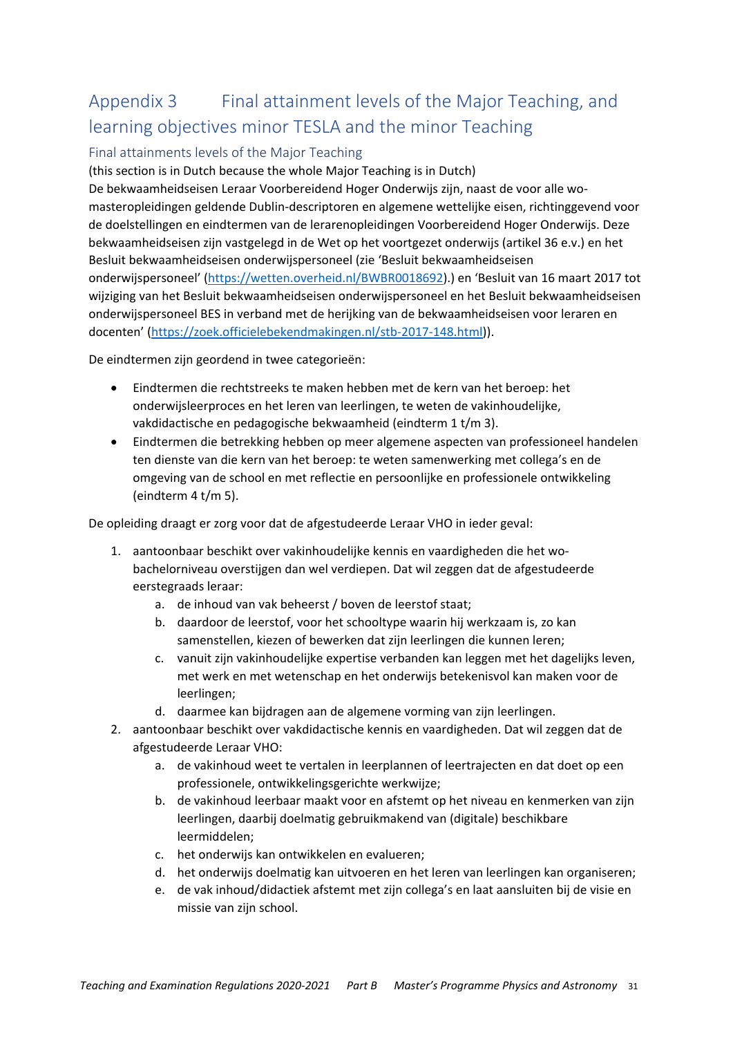## Appendix 3 Final attainment levels of the Major Teaching, and learning objectives minor TESLA and the minor Teaching

### Final attainments levels of the Major Teaching

(this section is in Dutch because the whole Major Teaching is in Dutch)

De bekwaamheidseisen Leraar Voorbereidend Hoger Onderwijs zijn, naast de voor alle wo-masteropleidingen geldende Dublin-descriptoren en algemene wettelijke eisen, richtinggevend voor de doelstellingen en eindtermen van de lerarenopleidingen Voorbereidend Hoger Onderwijs. Deze bekwaamheidseisen zijn vastgelegd in de Wet op het voortgezet onderwijs (artikel 36 e.v.) en het Besluit bekwaamheidseisen onderwijspersoneel (zie 'Besluit bekwaamheidseisen onderwijspersoneel' (https://wetten.overheid.nl/BWBR0018692).) en 'Besluit van 16 maart 2017 tot wijziging van het Besluit bekwaamheidseisen onderwijspersoneel en het Besluit bekwaamheidseisen onderwijspersoneel BES in verband met de herijking van de bekwaamheidseisen voor leraren en docenten' (https://zoek.officielebekendmakingen.nl/stb-2017-148.html)).

De eindtermen zijn geordend in twee categorieën:

- Eindtermen die rechtstreeks te maken hebben met de kern van het beroep: het onderwijsleerproces en het leren van leerlingen, te weten de vakinhoudelijke, vakdidactische en pedagogische bekwaamheid (eindterm 1 t/m 3).
- Eindtermen die betrekking hebben op meer algemene aspecten van professioneel handelen ten dienste van die kern van het beroep: te weten samenwerking met collega's en de omgeving van de school en met reflectie en persoonlijke en professionele ontwikkeling (eindterm 4 t/m 5).

De opleiding draagt er zorg voor dat de afgestudeerde Leraar VHO in ieder geval:

1. aantoonbaar beschikt over vakinhoudelijke kennis en vaardigheden die het wo-bachelorniveau overstijgen dan wel verdiepen. Dat wil zeggen dat de afgestudeerde eerstegraads leraar:
   a. de inhoud van vak beheerst / boven de leerstof staat;
   b. daardoor de leerstof, voor het schooltype waarin hij werkzaam is, zo kan samenstellen, kiezen of bewerken dat zijn leerlingen die kunnen leren;
   c. vanuit zijn vakinhoudelijke expertise verbanden kan leggen met het dagelijks leven, met werk en met wetenschap en het onderwijs betekenisvol kan maken voor de leerlingen;
   d. daarmee kan bijdragen aan de algemene vorming van zijn leerlingen.
2. aantoonbaar beschikt over vakdidactische kennis en vaardigheden. Dat wil zeggen dat de afgestudeerde Leraar VHO:
   a. de vakinhoud weet te vertalen in leerplannen of leertrajecten en dat doet op een professionele, ontwikkelingsgerichte werkwijze;
   b. de vakinhoud leerbaar maakt voor en afstemt op het niveau en kenmerken van zijn leerlingen, daarbij doelmatig gebruikmakend van (digitale) beschikbare leermiddelen;
   c. het onderwijs kan ontwikkelen en evalueren;
   d. het onderwijs doelmatig kan uitvoeren en het leren van leerlingen kan organiseren;
   e. de vak inhoud/didactiek afstemt met zijn collega's en laat aansluiten bij de visie en missie van zijn school.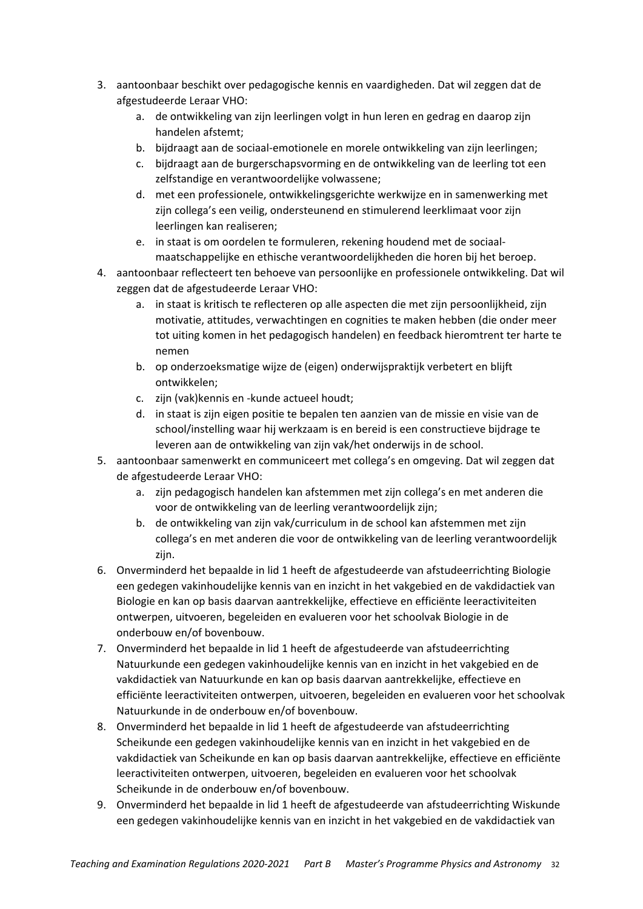3. aantoonbaar beschikt over pedagogische kennis en vaardigheden. Dat wil zeggen dat de afgestudeerde Leraar VHO:
    a. de ontwikkeling van zijn leerlingen volgt in hun leren en gedrag en daarop zijn handelen afstemt;
    b. bijdraagt aan de sociaal-emotionele en morele ontwikkeling van zijn leerlingen;
    c. bijdraagt aan de burgerschapsvorming en de ontwikkeling van de leerling tot een zelfstandige en verantwoordelijke volwassene;
    d. met een professionele, ontwikkelingsgerichte werkwijze en in samenwerking met zijn collega's een veilig, ondersteunend en stimulerend leerklimaat voor zijn leerlingen kan realiseren;
    e. in staat is om oordelen te formuleren, rekening houdend met de sociaal-maatschappelijke en ethische verantwoordelijkheden die horen bij het beroep.
4. aantoonbaar reflecteert ten behoeve van persoonlijke en professionele ontwikkeling. Dat wil zeggen dat de afgestudeerde Leraar VHO:
    a. in staat is kritisch te reflecteren op alle aspecten die met zijn persoonlijkheid, zijn motivatie, attitudes, verwachtingen en cognities te maken hebben (die onder meer tot uiting komen in het pedagogisch handelen) en feedback hieromtrent ter harte te nemen
    b. op onderzoeksmatige wijze de (eigen) onderwijspraktijk verbetert en blijft ontwikkelen;
    c. zijn (vak)kennis en -kunde actueel houdt;
    d. in staat is zijn eigen positie te bepalen ten aanzien van de missie en visie van de school/instelling waar hij werkzaam is en bereid is een constructieve bijdrage te leveren aan de ontwikkeling van zijn vak/het onderwijs in de school.
5. aantoonbaar samenwerkt en communiceert met collega's en omgeving. Dat wil zeggen dat de afgestudeerde Leraar VHO:
    a. zijn pedagogisch handelen kan afstemmen met zijn collega's en met anderen die voor de ontwikkeling van de leerling verantwoordelijk zijn;
    b. de ontwikkeling van zijn vak/curriculum in de school kan afstemmen met zijn collega's en met anderen die voor de ontwikkeling van de leerling verantwoordelijk zijn.
6. Onverminderd het bepaalde in lid 1 heeft de afgestudeerde van afstudeerrichting Biologie een gedegen vakinhoudelijke kennis van en inzicht in het vakgebied en de vakdidactiek van Biologie en kan op basis daarvan aantrekkelijke, effectieve en efficiënte leeractiviteiten ontwerpen, uitvoeren, begeleiden en evalueren voor het schoolvak Biologie in de onderbouw en/of bovenbouw.
7. Onverminderd het bepaalde in lid 1 heeft de afgestudeerde van afstudeerrichting Natuurkunde een gedegen vakinhoudelijke kennis van en inzicht in het vakgebied en de vakdidactiek van Natuurkunde en kan op basis daarvan aantrekkelijke, effectieve en efficiënte leeractiviteiten ontwerpen, uitvoeren, begeleiden en evalueren voor het schoolvak Natuurkunde in de onderbouw en/of bovenbouw.
8. Onverminderd het bepaalde in lid 1 heeft de afgestudeerde van afstudeerrichting Scheikunde een gedegen vakinhoudelijke kennis van en inzicht in het vakgebied en de vakdidactiek van Scheikunde en kan op basis daarvan aantrekkelijke, effectieve en efficiënte leeractiviteiten ontwerpen, uitvoeren, begeleiden en evalueren voor het schoolvak Scheikunde in de onderbouw en/of bovenbouw.
9. Onverminderd het bepaalde in lid 1 heeft de afgestudeerde van afstudeerrichting Wiskunde een gedegen vakinhoudelijke kennis van en inzicht in het vakgebied en de vakdidactiek van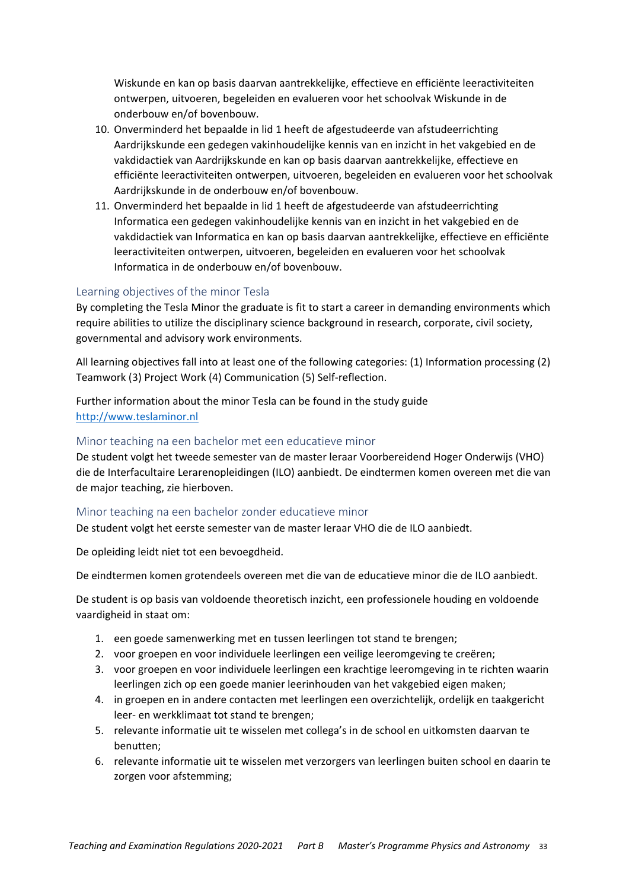Wiskunde en kan op basis daarvan aantrekkelijke, effectieve en efficiënte leeractiviteiten ontwerpen, uitvoeren, begeleiden en evalueren voor het schoolvak Wiskunde in de onderbouw en/of bovenbouw.

10. Onverminderd het bepaalde in lid 1 heeft de afgestudeerde van afstudeerrichting Aardrijkskunde een gedegen vakinhoudelijke kennis van en inzicht in het vakgebied en de vakdidactiek van Aardrijkskunde en kan op basis daarvan aantrekkelijke, effectieve en efficiënte leeractiviteiten ontwerpen, uitvoeren, begeleiden en evalueren voor het schoolvak Aardrijkskunde in de onderbouw en/of bovenbouw.
11. Onverminderd het bepaalde in lid 1 heeft de afgestudeerde van afstudeerrichting Informatica een gedegen vakinhoudelijke kennis van en inzicht in het vakgebied en de vakdidactiek van Informatica en kan op basis daarvan aantrekkelijke, effectieve en efficiënte leeractiviteiten ontwerpen, uitvoeren, begeleiden en evalueren voor het schoolvak Informatica in de onderbouw en/of bovenbouw.

## Learning objectives of the minor Tesla

By completing the Tesla Minor the graduate is fit to start a career in demanding environments which require abilities to utilize the disciplinary science background in research, corporate, civil society, governmental and advisory work environments.

All learning objectives fall into at least one of the following categories: (1) Information processing (2) Teamwork (3) Project Work (4) Communication (5) Self-reflection.

Further information about the minor Tesla can be found in the study guide
http://www.teslaminor.nl

## Minor teaching na een bachelor met een educatieve minor

De student volgt het tweede semester van de master leraar Voorbereidend Hoger Onderwijs (VHO) die de Interfacultaire Lerarenopleidingen (ILO) aanbiedt. De eindtermen komen overeen met die van de major teaching, zie hierboven.

## Minor teaching na een bachelor zonder educatieve minor

De student volgt het eerste semester van de master leraar VHO die de ILO aanbiedt.

De opleiding leidt niet tot een bevoegdheid.

De eindtermen komen grotendeels overeen met die van de educatieve minor die de ILO aanbiedt.

De student is op basis van voldoende theoretisch inzicht, een professionele houding en voldoende vaardigheid in staat om:

1. een goede samenwerking met en tussen leerlingen tot stand te brengen;
2. voor groepen en voor individuele leerlingen een veilige leeromgeving te creëren;
3. voor groepen en voor individuele leerlingen een krachtige leeromgeving in te richten waarin leerlingen zich op een goede manier leerinhouden van het vakgebied eigen maken;
4. in groepen en in andere contacten met leerlingen een overzichtelijk, ordelijk en taakgericht leer- en werkklimaat tot stand te brengen;
5. relevante informatie uit te wisselen met collega's in de school en uitkomsten daarvan te benutten;
6. relevante informatie uit te wisselen met verzorgers van leerlingen buiten school en daarin te zorgen voor afstemming;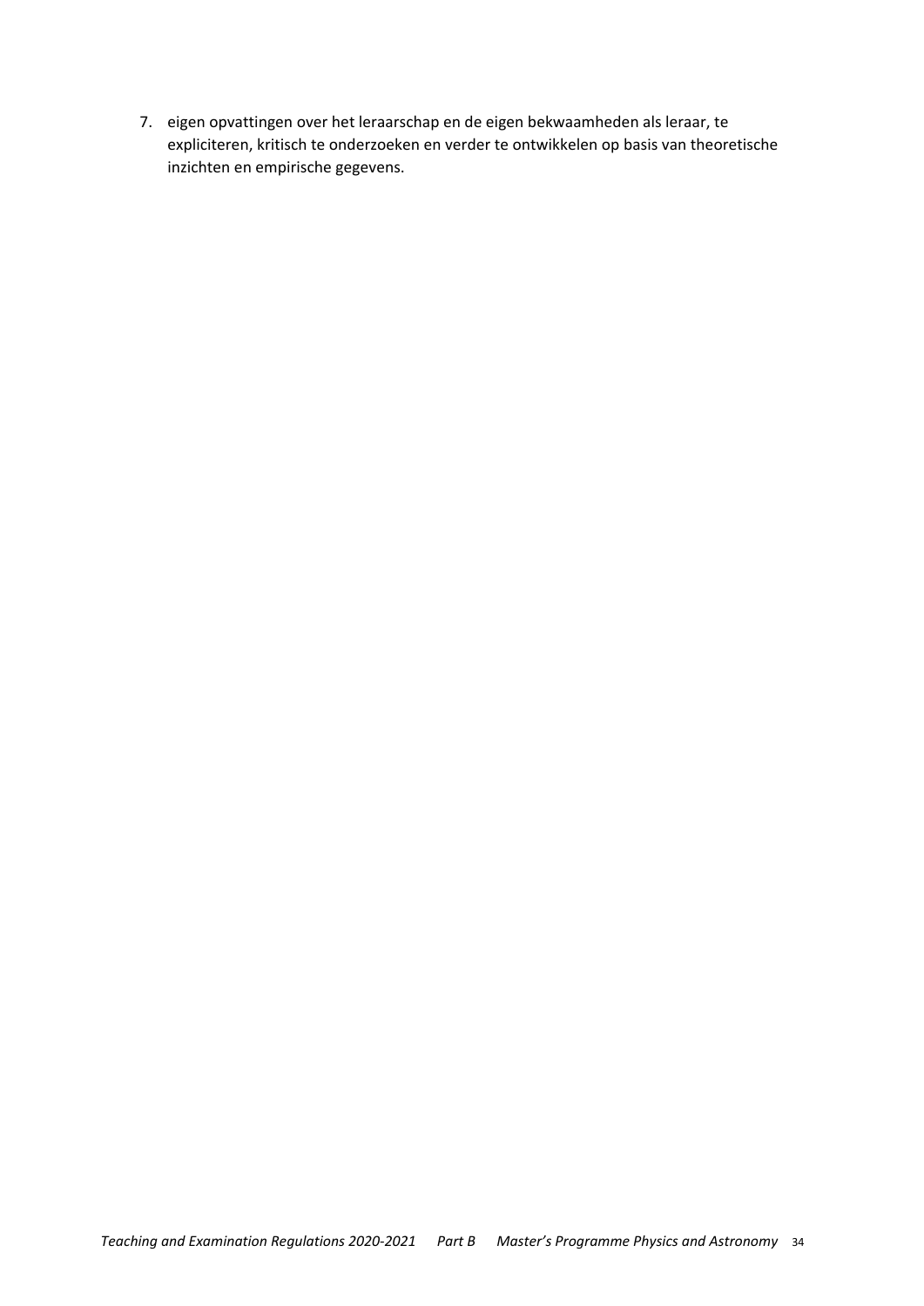7. eigen opvattingen over het leraarschap en de eigen bekwaamheden als leraar, te expliciteren, kritisch te onderzoeken en verder te ontwikkelen op basis van theoretische inzichten en empirische gegevens.